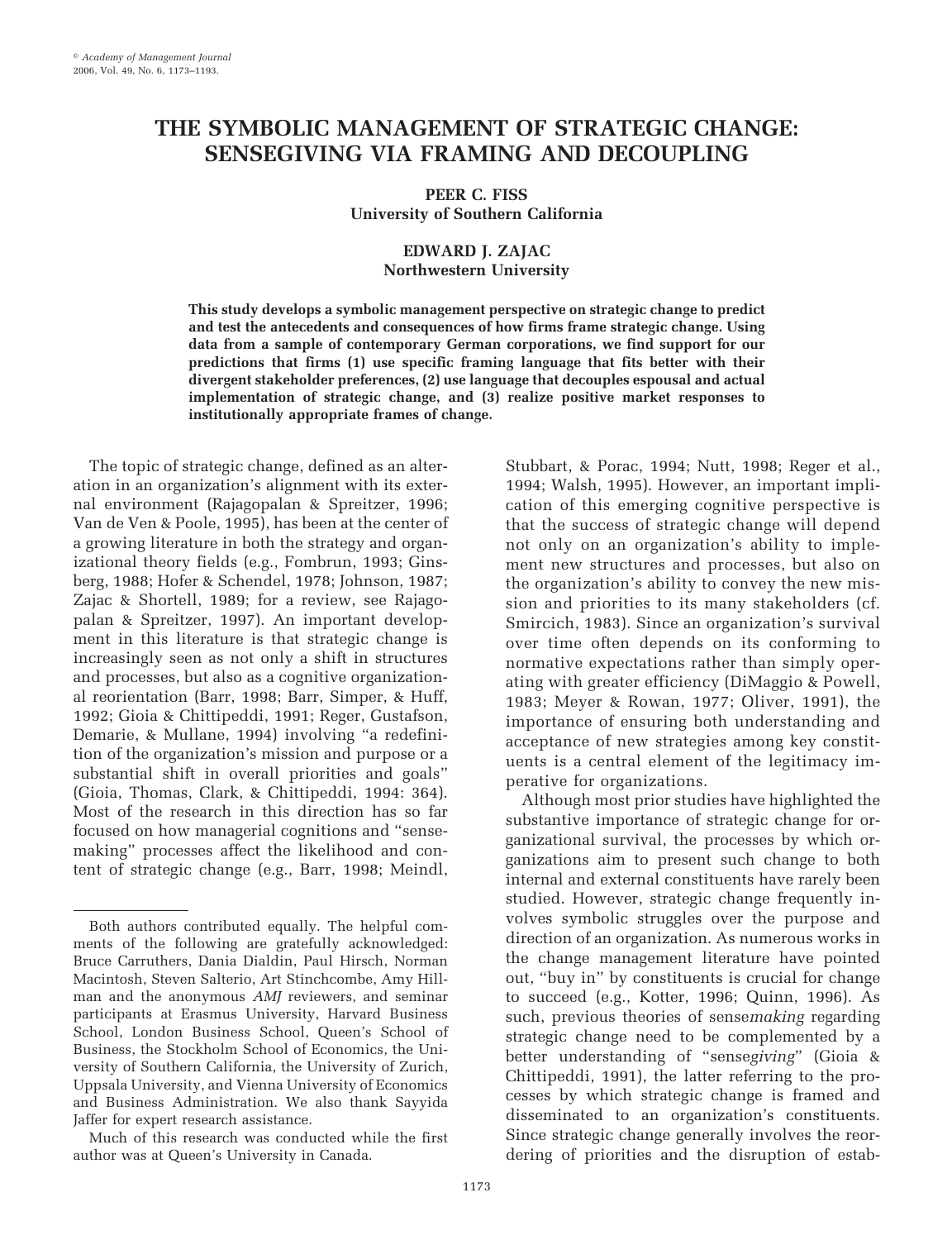# THE SYMBOLIC MANAGEMENT OF STRATEGIC CHANGE: SENSEGIVING VIA FRAMING AND DECOUPLING

**PEER C. FISS**
**University of Southern California**

**EDWARD J. ZAJAC**
**Northwestern University**

**This study develops a symbolic management perspective on strategic change to predict and test the antecedents and consequences of how firms frame strategic change. Using data from a sample of contemporary German corporations, we find support for our predictions that firms (1) use specific framing language that fits better with their divergent stakeholder preferences, (2) use language that decouples espousal and actual implementation of strategic change, and (3) realize positive market responses to institutionally appropriate frames of change.**

The topic of strategic change, defined as an alteration in an organization's alignment with its external environment (Rajagopalan & Spreitzer, 1996; Van de Ven & Poole, 1995), has been at the center of a growing literature in both the strategy and organizational theory fields (e.g., Fombrun, 1993; Ginsberg, 1988; Hofer & Schendel, 1978; Johnson, 1987; Zajac & Shortell, 1989; for a review, see Rajagopalan & Spreitzer, 1997). An important development in this literature is that strategic change is increasingly seen as not only a shift in structures and processes, but also as a cognitive organizational reorientation (Barr, 1998; Barr, Simper, & Huff, 1992; Gioia & Chittipeddi, 1991; Reger, Gustafson, Demarie, & Mullane, 1994) involving "a redefinition of the organization's mission and purpose or a substantial shift in overall priorities and goals" (Gioia, Thomas, Clark, & Chittipeddi, 1994: 364). Most of the research in this direction has so far focused on how managerial cognitions and "sensemaking" processes affect the likelihood and content of strategic change (e.g., Barr, 1998; Meindl, Stubbart, & Porac, 1994; Nutt, 1998; Reger et al., 1994; Walsh, 1995). However, an important implication of this emerging cognitive perspective is that the success of strategic change will depend not only on an organization's ability to implement new structures and processes, but also on the organization's ability to convey the new mission and priorities to its many stakeholders (cf. Smircich, 1983). Since an organization's survival over time often depends on its conforming to normative expectations rather than simply operating with greater efficiency (DiMaggio & Powell, 1983; Meyer & Rowan, 1977; Oliver, 1991), the importance of ensuring both understanding and acceptance of new strategies among key constituents is a central element of the legitimacy imperative for organizations.

Although most prior studies have highlighted the substantive importance of strategic change for organizational survival, the processes by which organizations aim to present such change to both internal and external constituents have rarely been studied. However, strategic change frequently involves symbolic struggles over the purpose and direction of an organization. As numerous works in the change management literature have pointed out, "buy in" by constituents is crucial for change to succeed (e.g., Kotter, 1996; Quinn, 1996). As such, previous theories of sense*making* regarding strategic change need to be complemented by a better understanding of "sense*giving*" (Gioia & Chittipeddi, 1991), the latter referring to the processes by which strategic change is framed and disseminated to an organization's constituents. Since strategic change generally involves the reordering of priorities and the disruption of estab-

Both authors contributed equally. The helpful comments of the following are gratefully acknowledged: Bruce Carruthers, Dania Dialdin, Paul Hirsch, Norman Macintosh, Steven Salterio, Art Stinchcombe, Amy Hillman and the anonymous *AMJ* reviewers, and seminar participants at Erasmus University, Harvard Business School, London Business School, Queen's School of Business, the Stockholm School of Economics, the University of Southern California, the University of Zurich, Uppsala University, and Vienna University of Economics and Business Administration. We also thank Sayyida Jaffer for expert research assistance.

Much of this research was conducted while the first author was at Queen's University in Canada.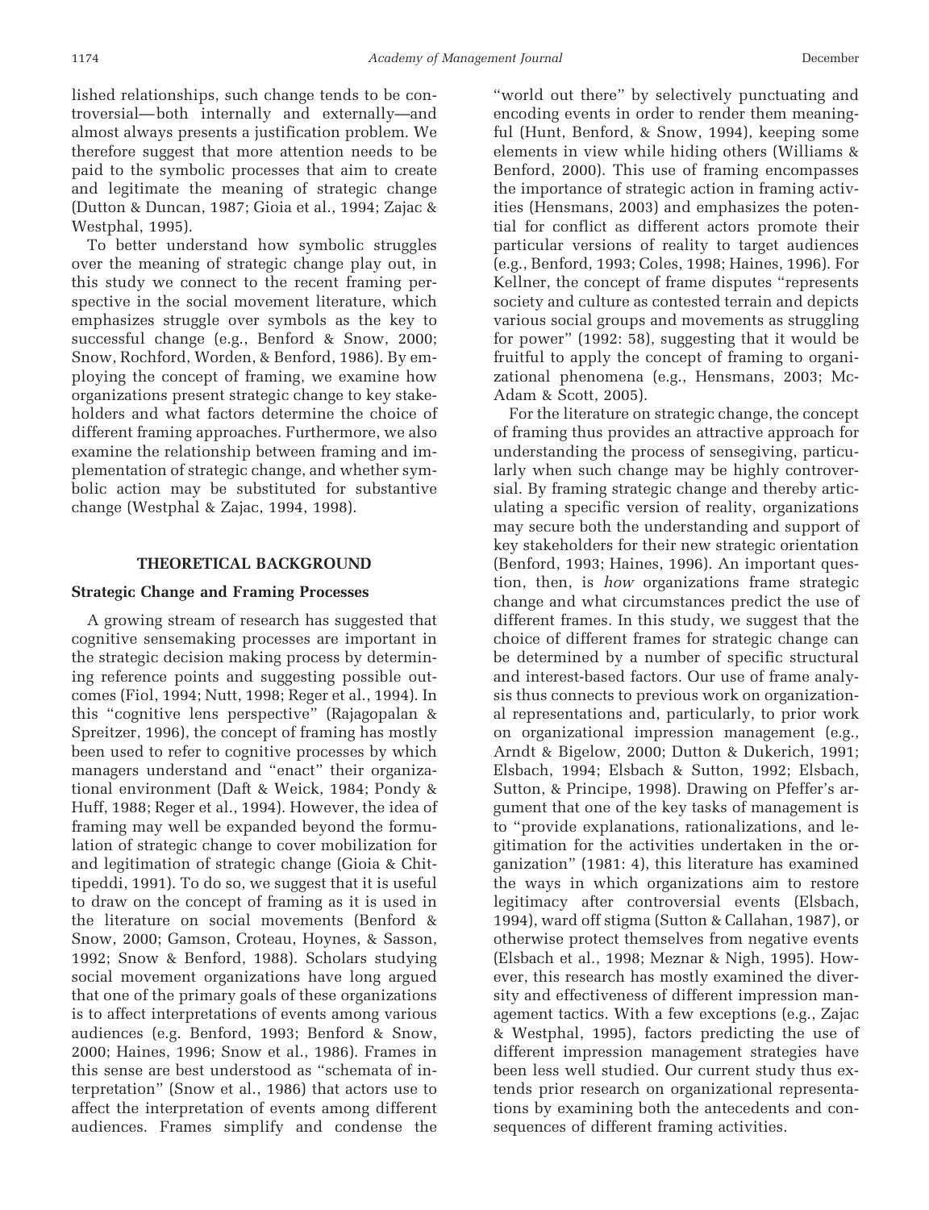lished relationships, such change tends to be controversial—both internally and externally—and almost always presents a justification problem. We therefore suggest that more attention needs to be paid to the symbolic processes that aim to create and legitimate the meaning of strategic change (Dutton & Duncan, 1987; Gioia et al., 1994; Zajac & Westphal, 1995).

To better understand how symbolic struggles over the meaning of strategic change play out, in this study we connect to the recent framing perspective in the social movement literature, which emphasizes struggle over symbols as the key to successful change (e.g., Benford & Snow, 2000; Snow, Rochford, Worden, & Benford, 1986). By employing the concept of framing, we examine how organizations present strategic change to key stakeholders and what factors determine the choice of different framing approaches. Furthermore, we also examine the relationship between framing and implementation of strategic change, and whether symbolic action may be substituted for substantive change (Westphal & Zajac, 1994, 1998).

## THEORETICAL BACKGROUND

### Strategic Change and Framing Processes

A growing stream of research has suggested that cognitive sensemaking processes are important in the strategic decision making process by determining reference points and suggesting possible outcomes (Fiol, 1994; Nutt, 1998; Reger et al., 1994). In this "cognitive lens perspective" (Rajagopalan & Spreitzer, 1996), the concept of framing has mostly been used to refer to cognitive processes by which managers understand and "enact" their organizational environment (Daft & Weick, 1984; Pondy & Huff, 1988; Reger et al., 1994). However, the idea of framing may well be expanded beyond the formulation of strategic change to cover mobilization for and legitimation of strategic change (Gioia & Chittipeddi, 1991). To do so, we suggest that it is useful to draw on the concept of framing as it is used in the literature on social movements (Benford & Snow, 2000; Gamson, Croteau, Hoynes, & Sasson, 1992; Snow & Benford, 1988). Scholars studying social movement organizations have long argued that one of the primary goals of these organizations is to affect interpretations of events among various audiences (e.g. Benford, 1993; Benford & Snow, 2000; Haines, 1996; Snow et al., 1986). Frames in this sense are best understood as "schemata of interpretation" (Snow et al., 1986) that actors use to affect the interpretation of events among different audiences. Frames simplify and condense the "world out there" by selectively punctuating and encoding events in order to render them meaningful (Hunt, Benford, & Snow, 1994), keeping some elements in view while hiding others (Williams & Benford, 2000). This use of framing encompasses the importance of strategic action in framing activities (Hensmans, 2003) and emphasizes the potential for conflict as different actors promote their particular versions of reality to target audiences (e.g., Benford, 1993; Coles, 1998; Haines, 1996). For Kellner, the concept of frame disputes "represents society and culture as contested terrain and depicts various social groups and movements as struggling for power" (1992: 58), suggesting that it would be fruitful to apply the concept of framing to organizational phenomena (e.g., Hensmans, 2003; McAdam & Scott, 2005).

For the literature on strategic change, the concept of framing thus provides an attractive approach for understanding the process of sensegiving, particularly when such change may be highly controversial. By framing strategic change and thereby articulating a specific version of reality, organizations may secure both the understanding and support of key stakeholders for their new strategic orientation (Benford, 1993; Haines, 1996). An important question, then, is *how* organizations frame strategic change and what circumstances predict the use of different frames. In this study, we suggest that the choice of different frames for strategic change can be determined by a number of specific structural and interest-based factors. Our use of frame analysis thus connects to previous work on organizational representations and, particularly, to prior work on organizational impression management (e.g., Arndt & Bigelow, 2000; Dutton & Dukerich, 1991; Elsbach, 1994; Elsbach & Sutton, 1992; Elsbach, Sutton, & Principe, 1998). Drawing on Pfeffer's argument that one of the key tasks of management is to "provide explanations, rationalizations, and legitimation for the activities undertaken in the organization" (1981: 4), this literature has examined the ways in which organizations aim to restore legitimacy after controversial events (Elsbach, 1994), ward off stigma (Sutton & Callahan, 1987), or otherwise protect themselves from negative events (Elsbach et al., 1998; Meznar & Nigh, 1995). However, this research has mostly examined the diversity and effectiveness of different impression management tactics. With a few exceptions (e.g., Zajac & Westphal, 1995), factors predicting the use of different impression management strategies have been less well studied. Our current study thus extends prior research on organizational representations by examining both the antecedents and consequences of different framing activities.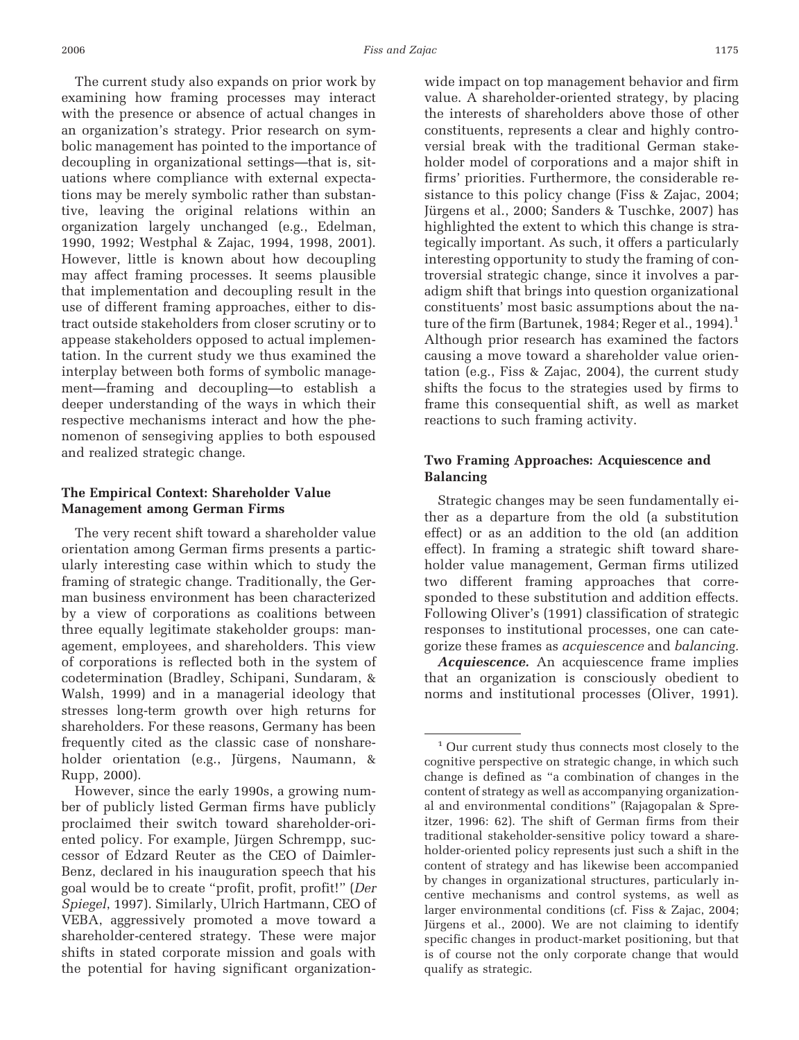The current study also expands on prior work by examining how framing processes may interact with the presence or absence of actual changes in an organization's strategy. Prior research on symbolic management has pointed to the importance of decoupling in organizational settings—that is, situations where compliance with external expectations may be merely symbolic rather than substantive, leaving the original relations within an organization largely unchanged (e.g., Edelman, 1990, 1992; Westphal & Zajac, 1994, 1998, 2001). However, little is known about how decoupling may affect framing processes. It seems plausible that implementation and decoupling result in the use of different framing approaches, either to distract outside stakeholders from closer scrutiny or to appease stakeholders opposed to actual implementation. In the current study we thus examined the interplay between both forms of symbolic management—framing and decoupling—to establish a deeper understanding of the ways in which their respective mechanisms interact and how the phenomenon of sensegiving applies to both espoused and realized strategic change.

### The Empirical Context: Shareholder Value Management among German Firms

The very recent shift toward a shareholder value orientation among German firms presents a particularly interesting case within which to study the framing of strategic change. Traditionally, the German business environment has been characterized by a view of corporations as coalitions between three equally legitimate stakeholder groups: management, employees, and shareholders. This view of corporations is reflected both in the system of codetermination (Bradley, Schipani, Sundaram, & Walsh, 1999) and in a managerial ideology that stresses long-term growth over high returns for shareholders. For these reasons, Germany has been frequently cited as the classic case of nonshareholder orientation (e.g., Jürgens, Naumann, & Rupp, 2000).

However, since the early 1990s, a growing number of publicly listed German firms have publicly proclaimed their switch toward shareholder-oriented policy. For example, Jürgen Schrempp, successor of Edzard Reuter as the CEO of Daimler-Benz, declared in his inauguration speech that his goal would be to create "profit, profit, profit!" (*Der Spiegel*, 1997). Similarly, Ulrich Hartmann, CEO of VEBA, aggressively promoted a move toward a shareholder-centered strategy. These were major shifts in stated corporate mission and goals with the potential for having significant organization-wide impact on top management behavior and firm value. A shareholder-oriented strategy, by placing the interests of shareholders above those of other constituents, represents a clear and highly controversial break with the traditional German stakeholder model of corporations and a major shift in firms' priorities. Furthermore, the considerable resistance to this policy change (Fiss & Zajac, 2004; Jürgens et al., 2000; Sanders & Tuschke, 2007) has highlighted the extent to which this change is strategically important. As such, it offers a particularly interesting opportunity to study the framing of controversial strategic change, since it involves a paradigm shift that brings into question organizational constituents' most basic assumptions about the nature of the firm (Bartunek, 1984; Reger et al., 1994).[1] Although prior research has examined the factors causing a move toward a shareholder value orientation (e.g., Fiss & Zajac, 2004), the current study shifts the focus to the strategies used by firms to frame this consequential shift, as well as market reactions to such framing activity.

### Two Framing Approaches: Acquiescence and Balancing

Strategic changes may be seen fundamentally either as a departure from the old (a substitution effect) or as an addition to the old (an addition effect). In framing a strategic shift toward shareholder value management, German firms utilized two different framing approaches that corresponded to these substitution and addition effects. Following Oliver's (1991) classification of strategic responses to institutional processes, one can categorize these frames as *acquiescence* and *balancing.*

***Acquiescence.*** An acquiescence frame implies that an organization is consciously obedient to norms and institutional processes (Oliver, 1991).

[1] Our current study thus connects most closely to the cognitive perspective on strategic change, in which such change is defined as "a combination of changes in the content of strategy as well as accompanying organizational and environmental conditions" (Rajagopalan & Spreitzer, 1996: 62). The shift of German firms from their traditional stakeholder-sensitive policy toward a shareholder-oriented policy represents just such a shift in the content of strategy and has likewise been accompanied by changes in organizational structures, particularly incentive mechanisms and control systems, as well as larger environmental conditions (cf. Fiss & Zajac, 2004; Jürgens et al., 2000). We are not claiming to identify specific changes in product-market positioning, but that is of course not the only corporate change that would qualify as strategic.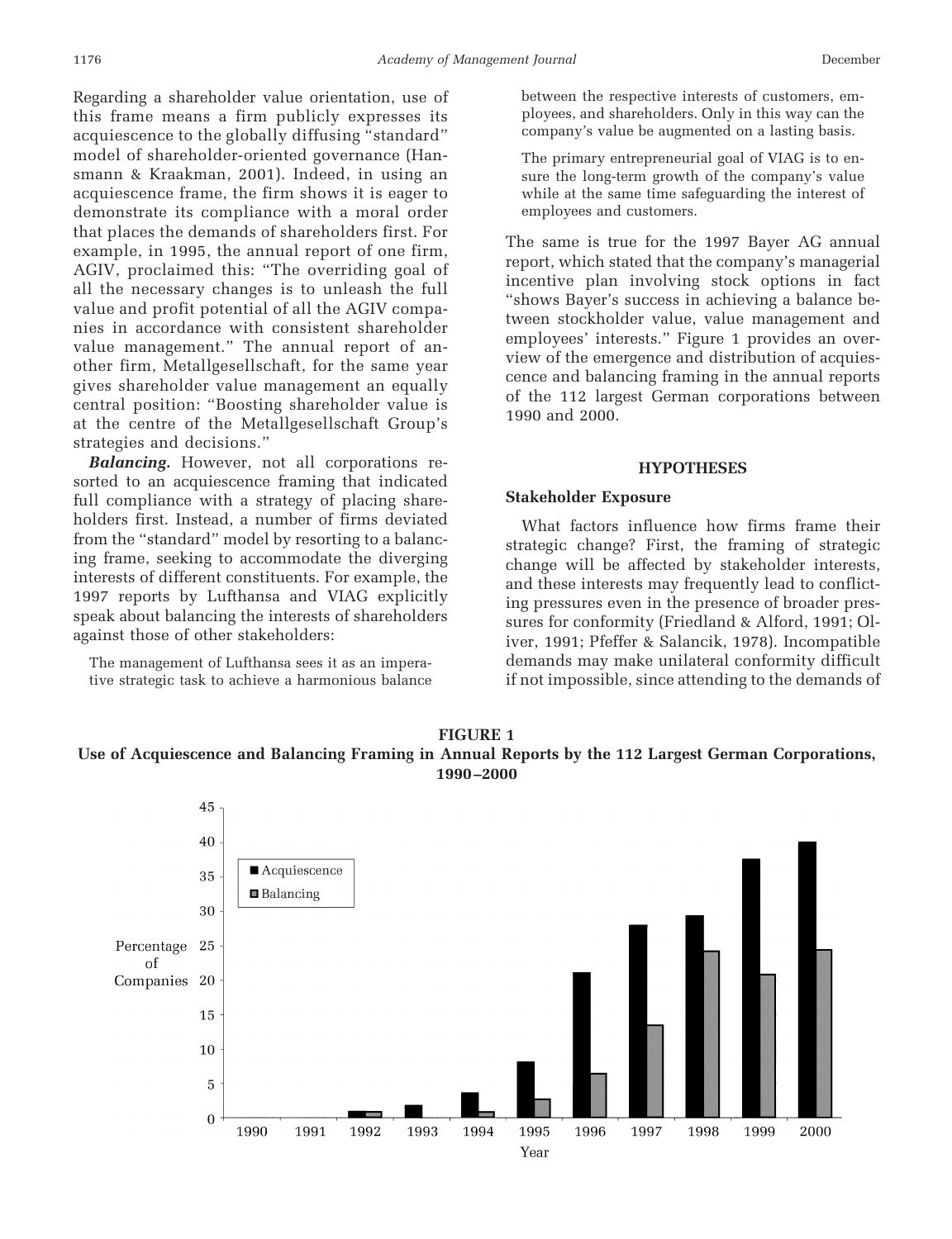Regarding a shareholder value orientation, use of this frame means a firm publicly expresses its acquiescence to the globally diffusing "standard" model of shareholder-oriented governance (Hansmann & Kraakman, 2001). Indeed, in using an acquiescence frame, the firm shows it is eager to demonstrate its compliance with a moral order that places the demands of shareholders first. For example, in 1995, the annual report of one firm, AGIV, proclaimed this: "The overriding goal of all the necessary changes is to unleash the full value and profit potential of all the AGIV companies in accordance with consistent shareholder value management." The annual report of another firm, Metallgesellschaft, for the same year gives shareholder value management an equally central position: "Boosting shareholder value is at the centre of the Metallgesellschaft Group's strategies and decisions."

***Balancing.*** However, not all corporations resorted to an acquiescence framing that indicated full compliance with a strategy of placing shareholders first. Instead, a number of firms deviated from the "standard" model by resorting to a balancing frame, seeking to accommodate the diverging interests of different constituents. For example, the 1997 reports by Lufthansa and VIAG explicitly speak about balancing the interests of shareholders against those of other stakeholders:

> The management of Lufthansa sees it as an imperative strategic task to achieve a harmonious balance between the respective interests of customers, employees, and shareholders. Only in this way can the company's value be augmented on a lasting basis.
>
> The primary entrepreneurial goal of VIAG is to ensure the long-term growth of the company's value while at the same time safeguarding the interest of employees and customers.

The same is true for the 1997 Bayer AG annual report, which stated that the company's managerial incentive plan involving stock options in fact "shows Bayer's success in achieving a balance between stockholder value, value management and employees' interests." Figure 1 provides an overview of the emergence and distribution of acquiescence and balancing framing in the annual reports of the 112 largest German corporations between 1990 and 2000.

## HYPOTHESES

### Stakeholder Exposure

What factors influence how firms frame their strategic change? First, the framing of strategic change will be affected by stakeholder interests, and these interests may frequently lead to conflicting pressures even in the presence of broader pressures for conformity (Friedland & Alford, 1991; Oliver, 1991; Pfeffer & Salancik, 1978). Incompatible demands may make unilateral conformity difficult if not impossible, since attending to the demands of

**FIGURE 1**
**Use of Acquiescence and Balancing Framing in Annual Reports by the 112 Largest German Corporations, 1990–2000**

| Year | Acquiescence (%) | Balancing (%) |
|---|---|---|
| 1990 | 0 | 0 |
| 1991 | 0 | 0 |
| 1992 | 0.9 | 0.9 |
| 1993 | 1.8 | 0 |
| 1994 | 3.6 | 0.9 |
| 1995 | 8.1 | 2.7 |
| 1996 | 21.1 | 6.4 |
| 1997 | 27.9 | 13.5 |
| 1998 | 29.4 | 24.2 |
| 1999 | 37.6 | 20.8 |
| 2000 | 40.1 | 24.4 |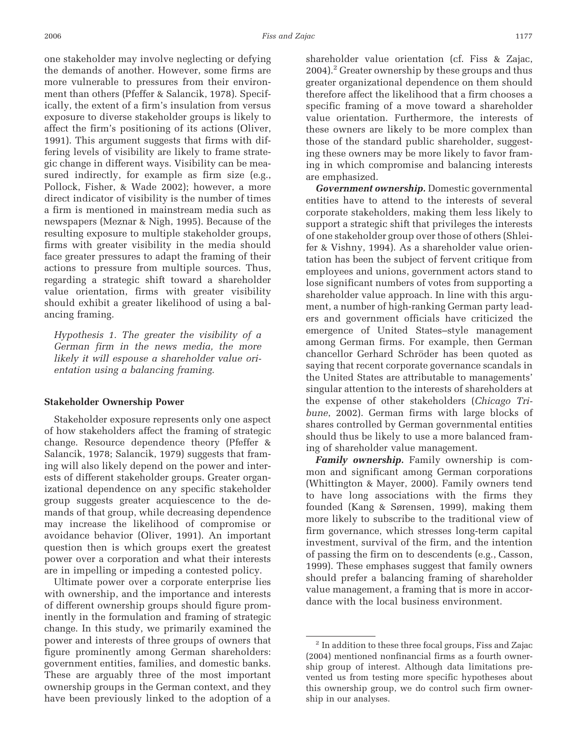one stakeholder may involve neglecting or defying the demands of another. However, some firms are more vulnerable to pressures from their environment than others (Pfeffer & Salancik, 1978). Specifically, the extent of a firm's insulation from versus exposure to diverse stakeholder groups is likely to affect the firm's positioning of its actions (Oliver, 1991). This argument suggests that firms with differing levels of visibility are likely to frame strategic change in different ways. Visibility can be measured indirectly, for example as firm size (e.g., Pollock, Fisher, & Wade 2002); however, a more direct indicator of visibility is the number of times a firm is mentioned in mainstream media such as newspapers (Meznar & Nigh, 1995). Because of the resulting exposure to multiple stakeholder groups, firms with greater visibility in the media should face greater pressures to adapt the framing of their actions to pressure from multiple sources. Thus, regarding a strategic shift toward a shareholder value orientation, firms with greater visibility should exhibit a greater likelihood of using a balancing framing.

*Hypothesis 1. The greater the visibility of a German firm in the news media, the more likely it will espouse a shareholder value orientation using a balancing framing.*

### Stakeholder Ownership Power

Stakeholder exposure represents only one aspect of how stakeholders affect the framing of strategic change. Resource dependence theory (Pfeffer & Salancik, 1978; Salancik, 1979) suggests that framing will also likely depend on the power and interests of different stakeholder groups. Greater organizational dependence on any specific stakeholder group suggests greater acquiescence to the demands of that group, while decreasing dependence may increase the likelihood of compromise or avoidance behavior (Oliver, 1991). An important question then is which groups exert the greatest power over a corporation and what their interests are in impelling or impeding a contested policy.

Ultimate power over a corporate enterprise lies with ownership, and the importance and interests of different ownership groups should figure prominently in the formulation and framing of strategic change. In this study, we primarily examined the power and interests of three groups of owners that figure prominently among German shareholders: government entities, families, and domestic banks. These are arguably three of the most important ownership groups in the German context, and they have been previously linked to the adoption of a shareholder value orientation (cf. Fiss & Zajac, 2004).[2] Greater ownership by these groups and thus greater organizational dependence on them should therefore affect the likelihood that a firm chooses a specific framing of a move toward a shareholder value orientation. Furthermore, the interests of these owners are likely to be more complex than those of the standard public shareholder, suggesting these owners may be more likely to favor framing in which compromise and balancing interests are emphasized.

***Government ownership.*** Domestic governmental entities have to attend to the interests of several corporate stakeholders, making them less likely to support a strategic shift that privileges the interests of one stakeholder group over those of others (Shleifer & Vishny, 1994). As a shareholder value orientation has been the subject of fervent critique from employees and unions, government actors stand to lose significant numbers of votes from supporting a shareholder value approach. In line with this argument, a number of high-ranking German party leaders and government officials have criticized the emergence of United States–style management among German firms. For example, then German chancellor Gerhard Schröder has been quoted as saying that recent corporate governance scandals in the United States are attributable to managements' singular attention to the interests of shareholders at the expense of other stakeholders (*Chicago Tribune*, 2002). German firms with large blocks of shares controlled by German governmental entities should thus be likely to use a more balanced framing of shareholder value management.

***Family ownership.*** Family ownership is common and significant among German corporations (Whittington & Mayer, 2000). Family owners tend to have long associations with the firms they founded (Kang & Sørensen, 1999), making them more likely to subscribe to the traditional view of firm governance, which stresses long-term capital investment, survival of the firm, and the intention of passing the firm on to descendents (e.g., Casson, 1999). These emphases suggest that family owners should prefer a balancing framing of shareholder value management, a framing that is more in accordance with the local business environment.

[2] In addition to these three focal groups, Fiss and Zajac (2004) mentioned nonfinancial firms as a fourth ownership group of interest. Although data limitations prevented us from testing more specific hypotheses about this ownership group, we do control such firm ownership in our analyses.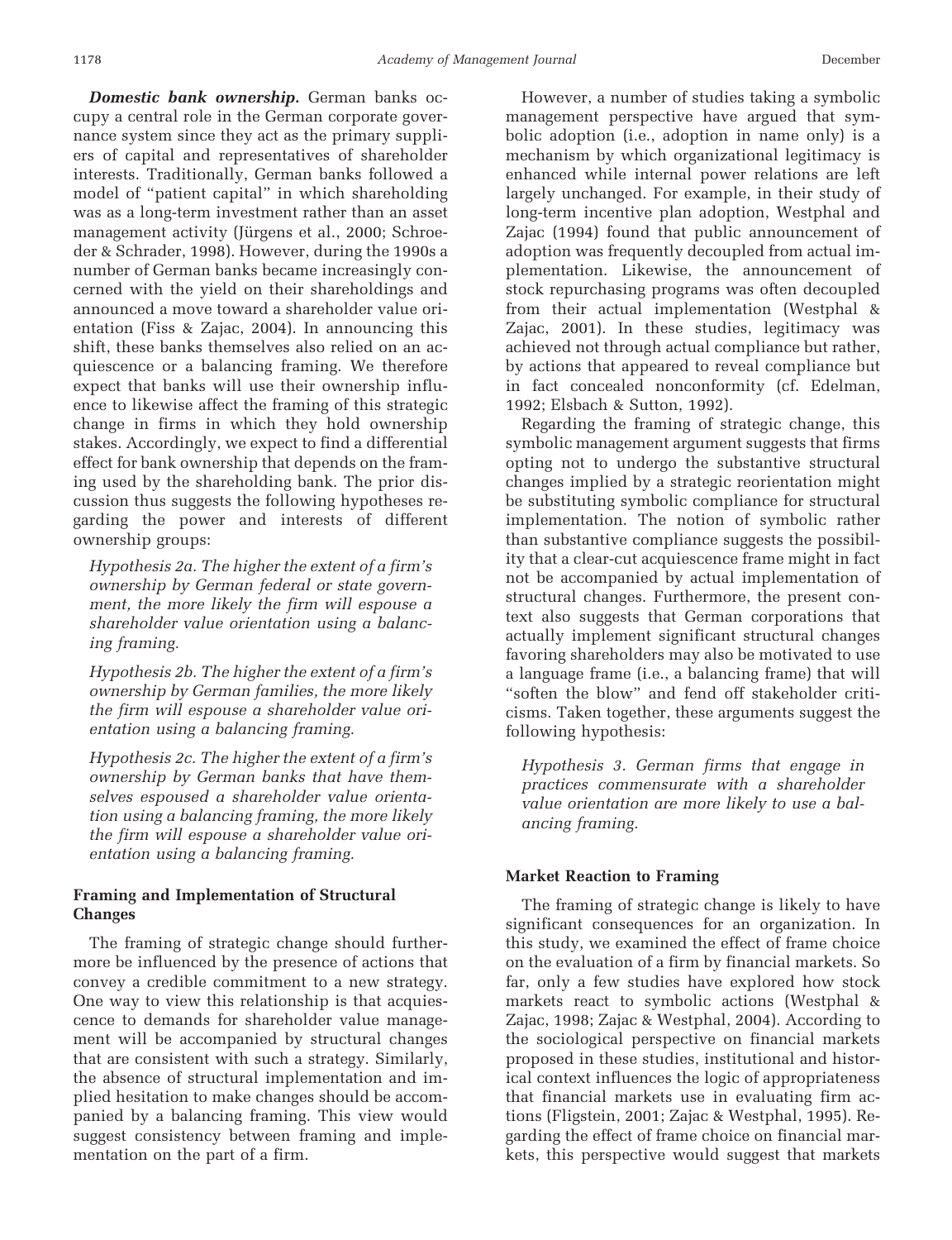***Domestic bank ownership.*** German banks occupy a central role in the German corporate governance system since they act as the primary suppliers of capital and representatives of shareholder interests. Traditionally, German banks followed a model of "patient capital" in which shareholding was as a long-term investment rather than an asset management activity (Jürgens et al., 2000; Schroeder & Schrader, 1998). However, during the 1990s a number of German banks became increasingly concerned with the yield on their shareholdings and announced a move toward a shareholder value orientation (Fiss & Zajac, 2004). In announcing this shift, these banks themselves also relied on an acquiescence or a balancing framing. We therefore expect that banks will use their ownership influence to likewise affect the framing of this strategic change in firms in which they hold ownership stakes. Accordingly, we expect to find a differential effect for bank ownership that depends on the framing used by the shareholding bank. The prior discussion thus suggests the following hypotheses regarding the power and interests of different ownership groups:

*Hypothesis 2a. The higher the extent of a firm's ownership by German federal or state government, the more likely the firm will espouse a shareholder value orientation using a balancing framing.*

*Hypothesis 2b. The higher the extent of a firm's ownership by German families, the more likely the firm will espouse a shareholder value orientation using a balancing framing.*

*Hypothesis 2c. The higher the extent of a firm's ownership by German banks that have themselves espoused a shareholder value orientation using a balancing framing, the more likely the firm will espouse a shareholder value orientation using a balancing framing.*

### Framing and Implementation of Structural Changes

The framing of strategic change should furthermore be influenced by the presence of actions that convey a credible commitment to a new strategy. One way to view this relationship is that acquiescence to demands for shareholder value management will be accompanied by structural changes that are consistent with such a strategy. Similarly, the absence of structural implementation and implied hesitation to make changes should be accompanied by a balancing framing. This view would suggest consistency between framing and implementation on the part of a firm.

However, a number of studies taking a symbolic management perspective have argued that symbolic adoption (i.e., adoption in name only) is a mechanism by which organizational legitimacy is enhanced while internal power relations are left largely unchanged. For example, in their study of long-term incentive plan adoption, Westphal and Zajac (1994) found that public announcement of adoption was frequently decoupled from actual implementation. Likewise, the announcement of stock repurchasing programs was often decoupled from their actual implementation (Westphal & Zajac, 2001). In these studies, legitimacy was achieved not through actual compliance but rather, by actions that appeared to reveal compliance but in fact concealed nonconformity (cf. Edelman, 1992; Elsbach & Sutton, 1992).

Regarding the framing of strategic change, this symbolic management argument suggests that firms opting not to undergo the substantive structural changes implied by a strategic reorientation might be substituting symbolic compliance for structural implementation. The notion of symbolic rather than substantive compliance suggests the possibility that a clear-cut acquiescence frame might in fact not be accompanied by actual implementation of structural changes. Furthermore, the present context also suggests that German corporations that actually implement significant structural changes favoring shareholders may also be motivated to use a language frame (i.e., a balancing frame) that will "soften the blow" and fend off stakeholder criticisms. Taken together, these arguments suggest the following hypothesis:

*Hypothesis 3. German firms that engage in practices commensurate with a shareholder value orientation are more likely to use a balancing framing.*

### Market Reaction to Framing

The framing of strategic change is likely to have significant consequences for an organization. In this study, we examined the effect of frame choice on the evaluation of a firm by financial markets. So far, only a few studies have explored how stock markets react to symbolic actions (Westphal & Zajac, 1998; Zajac & Westphal, 2004). According to the sociological perspective on financial markets proposed in these studies, institutional and historical context influences the logic of appropriateness that financial markets use in evaluating firm actions (Fligstein, 2001; Zajac & Westphal, 1995). Regarding the effect of frame choice on financial markets, this perspective would suggest that markets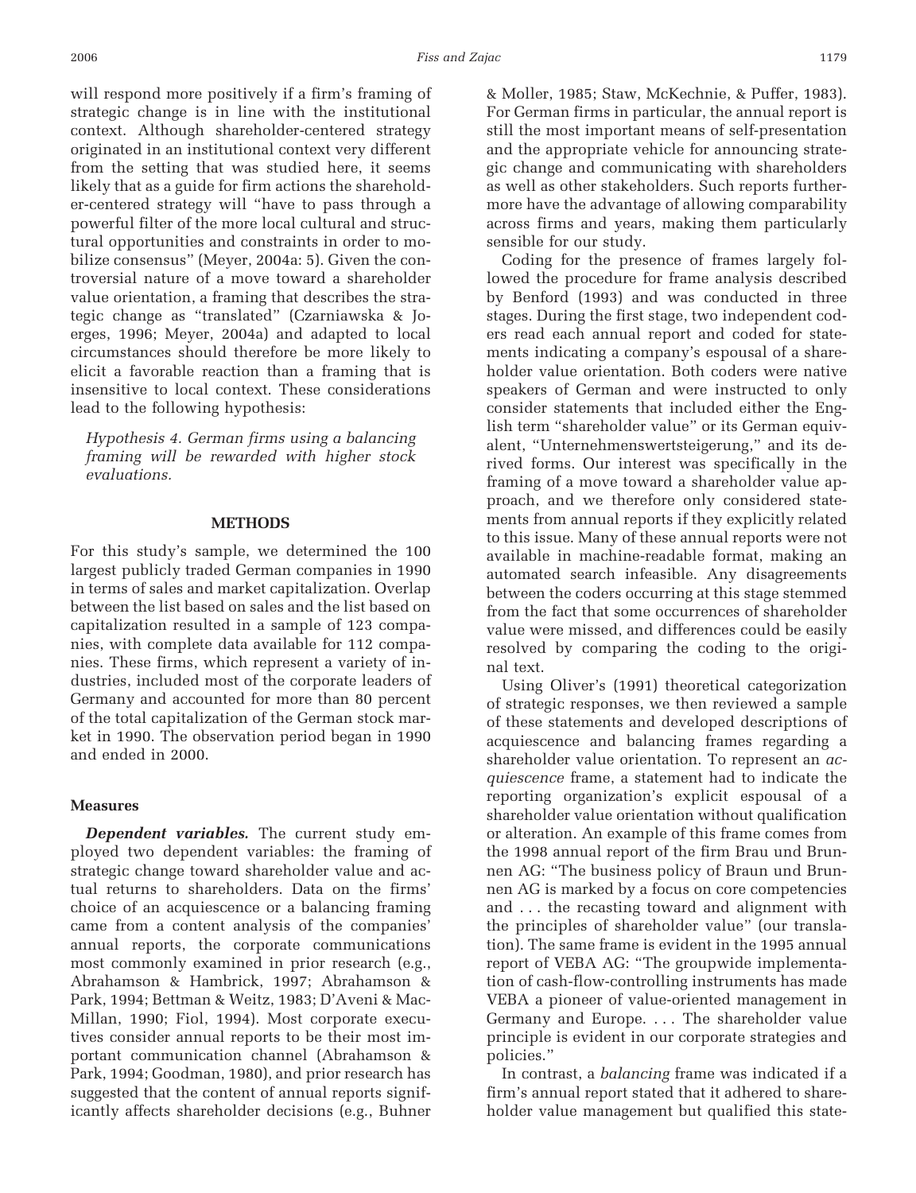will respond more positively if a firm's framing of strategic change is in line with the institutional context. Although shareholder-centered strategy originated in an institutional context very different from the setting that was studied here, it seems likely that as a guide for firm actions the shareholder-centered strategy will "have to pass through a powerful filter of the more local cultural and structural opportunities and constraints in order to mobilize consensus" (Meyer, 2004a: 5). Given the controversial nature of a move toward a shareholder value orientation, a framing that describes the strategic change as "translated" (Czarniawska & Joerges, 1996; Meyer, 2004a) and adapted to local circumstances should therefore be more likely to elicit a favorable reaction than a framing that is insensitive to local context. These considerations lead to the following hypothesis:

*Hypothesis 4. German firms using a balancing framing will be rewarded with higher stock evaluations.*

## METHODS

For this study's sample, we determined the 100 largest publicly traded German companies in 1990 in terms of sales and market capitalization. Overlap between the list based on sales and the list based on capitalization resulted in a sample of 123 companies, with complete data available for 112 companies. These firms, which represent a variety of industries, included most of the corporate leaders of Germany and accounted for more than 80 percent of the total capitalization of the German stock market in 1990. The observation period began in 1990 and ended in 2000.

### Measures

***Dependent variables.*** The current study employed two dependent variables: the framing of strategic change toward shareholder value and actual returns to shareholders. Data on the firms' choice of an acquiescence or a balancing framing came from a content analysis of the companies' annual reports, the corporate communications most commonly examined in prior research (e.g., Abrahamson & Hambrick, 1997; Abrahamson & Park, 1994; Bettman & Weitz, 1983; D'Aveni & MacMillan, 1990; Fiol, 1994). Most corporate executives consider annual reports to be their most important communication channel (Abrahamson & Park, 1994; Goodman, 1980), and prior research has suggested that the content of annual reports significantly affects shareholder decisions (e.g., Buhner & Moller, 1985; Staw, McKechnie, & Puffer, 1983). For German firms in particular, the annual report is still the most important means of self-presentation and the appropriate vehicle for announcing strategic change and communicating with shareholders as well as other stakeholders. Such reports furthermore have the advantage of allowing comparability across firms and years, making them particularly sensible for our study.

Coding for the presence of frames largely followed the procedure for frame analysis described by Benford (1993) and was conducted in three stages. During the first stage, two independent coders read each annual report and coded for statements indicating a company's espousal of a shareholder value orientation. Both coders were native speakers of German and were instructed to only consider statements that included either the English term "shareholder value" or its German equivalent, "Unternehmenswertsteigerung," and its derived forms. Our interest was specifically in the framing of a move toward a shareholder value approach, and we therefore only considered statements from annual reports if they explicitly related to this issue. Many of these annual reports were not available in machine-readable format, making an automated search infeasible. Any disagreements between the coders occurring at this stage stemmed from the fact that some occurrences of shareholder value were missed, and differences could be easily resolved by comparing the coding to the original text.

Using Oliver's (1991) theoretical categorization of strategic responses, we then reviewed a sample of these statements and developed descriptions of acquiescence and balancing frames regarding a shareholder value orientation. To represent an *acquiescence* frame, a statement had to indicate the reporting organization's explicit espousal of a shareholder value orientation without qualification or alteration. An example of this frame comes from the 1998 annual report of the firm Braun und Brunnen AG: "The business policy of Braun und Brunnen AG is marked by a focus on core competencies and . . . the recasting toward and alignment with the principles of shareholder value" (our translation). The same frame is evident in the 1995 annual report of VEBA AG: "The groupwide implementation of cash-flow-controlling instruments has made VEBA a pioneer of value-oriented management in Germany and Europe. . . . The shareholder value principle is evident in our corporate strategies and policies."

In contrast, a *balancing* frame was indicated if a firm's annual report stated that it adhered to shareholder value management but qualified this state-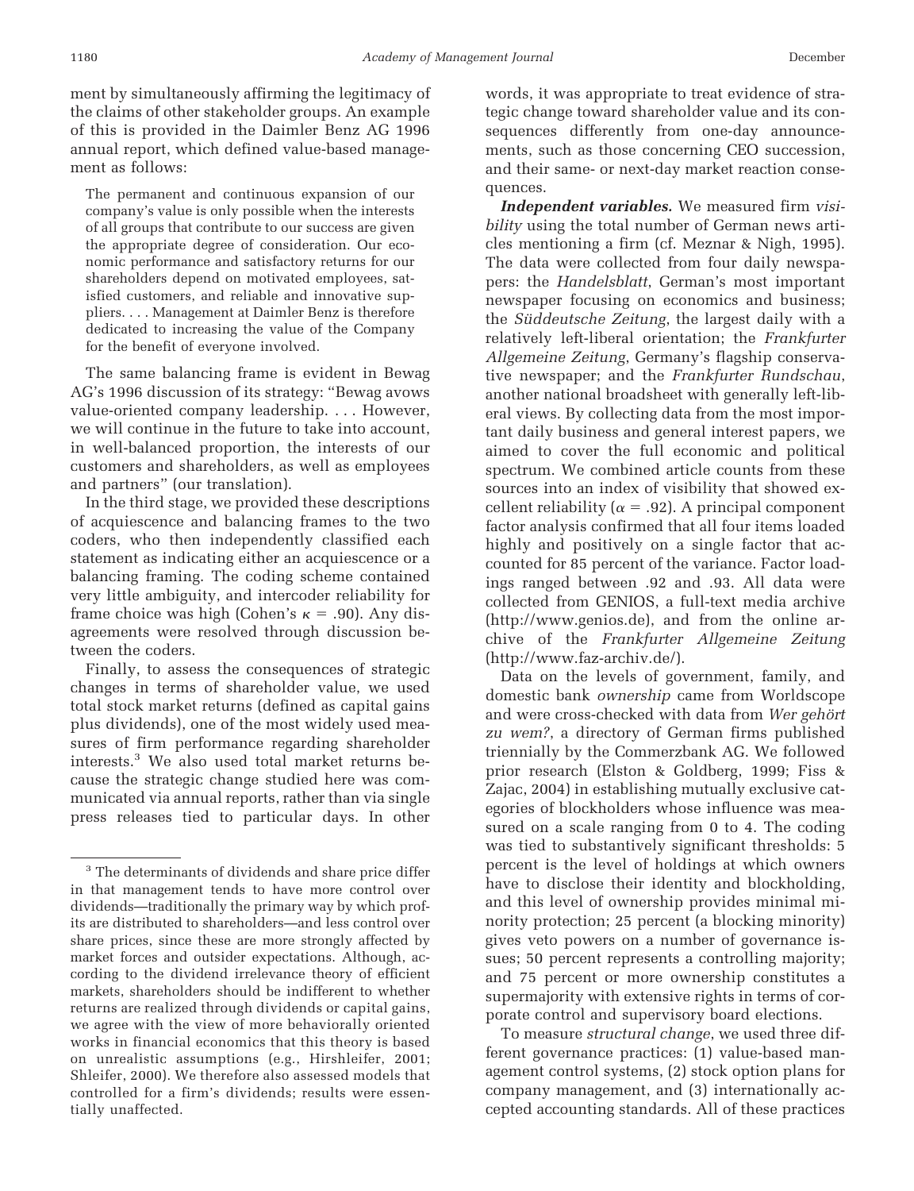ment by simultaneously affirming the legitimacy of the claims of other stakeholder groups. An example of this is provided in the Daimler Benz AG 1996 annual report, which defined value-based management as follows:

> The permanent and continuous expansion of our company's value is only possible when the interests of all groups that contribute to our success are given the appropriate degree of consideration. Our economic performance and satisfactory returns for our shareholders depend on motivated employees, satisfied customers, and reliable and innovative suppliers. . . . Management at Daimler Benz is therefore dedicated to increasing the value of the Company for the benefit of everyone involved.

The same balancing frame is evident in Bewag AG's 1996 discussion of its strategy: "Bewag avows value-oriented company leadership. . . . However, we will continue in the future to take into account, in well-balanced proportion, the interests of our customers and shareholders, as well as employees and partners" (our translation).

In the third stage, we provided these descriptions of acquiescence and balancing frames to the two coders, who then independently classified each statement as indicating either an acquiescence or a balancing framing. The coding scheme contained very little ambiguity, and intercoder reliability for frame choice was high (Cohen's $\kappa = .90$). Any disagreements were resolved through discussion between the coders.

Finally, to assess the consequences of strategic changes in terms of shareholder value, we used total stock market returns (defined as capital gains plus dividends), one of the most widely used measures of firm performance regarding shareholder interests.[3] We also used total market returns because the strategic change studied here was communicated via annual reports, rather than via single press releases tied to particular days. In other words, it was appropriate to treat evidence of strategic change toward shareholder value and its consequences differently from one-day announcements, such as those concerning CEO succession, and their same- or next-day market reaction consequences.

***Independent variables.*** We measured firm *visibility* using the total number of German news articles mentioning a firm (cf. Meznar & Nigh, 1995). The data were collected from four daily newspapers: the *Handelsblatt*, German's most important newspaper focusing on economics and business; the *Süddeutsche Zeitung*, the largest daily with a relatively left-liberal orientation; the *Frankfurter Allgemeine Zeitung*, Germany's flagship conservative newspaper; and the *Frankfurter Rundschau*, another national broadsheet with generally left-liberal views. By collecting data from the most important daily business and general interest papers, we aimed to cover the full economic and political spectrum. We combined article counts from these sources into an index of visibility that showed excellent reliability ($\alpha = .92$). A principal component factor analysis confirmed that all four items loaded highly and positively on a single factor that accounted for 85 percent of the variance. Factor loadings ranged between .92 and .93. All data were collected from GENIOS, a full-text media archive (http://www.genios.de), and from the online archive of the *Frankfurter Allgemeine Zeitung* (http://www.faz-archiv.de/).

Data on the levels of government, family, and domestic bank *ownership* came from Worldscope and were cross-checked with data from *Wer gehört zu wem?*, a directory of German firms published triennially by the Commerzbank AG. We followed prior research (Elston & Goldberg, 1999; Fiss & Zajac, 2004) in establishing mutually exclusive categories of blockholders whose influence was measured on a scale ranging from 0 to 4. The coding was tied to substantively significant thresholds: 5 percent is the level of holdings at which owners have to disclose their identity and blockholding, and this level of ownership provides minimal minority protection; 25 percent (a blocking minority) gives veto powers on a number of governance issues; 50 percent represents a controlling majority; and 75 percent or more ownership constitutes a supermajority with extensive rights in terms of corporate control and supervisory board elections.

To measure *structural change*, we used three different governance practices: (1) value-based management control systems, (2) stock option plans for company management, and (3) internationally accepted accounting standards. All of these practices

[3] The determinants of dividends and share price differ in that management tends to have more control over dividends—traditionally the primary way by which profits are distributed to shareholders—and less control over share prices, since these are more strongly affected by market forces and outsider expectations. Although, according to the dividend irrelevance theory of efficient markets, shareholders should be indifferent to whether returns are realized through dividends or capital gains, we agree with the view of more behaviorally oriented works in financial economics that this theory is based on unrealistic assumptions (e.g., Hirshleifer, 2001; Shleifer, 2000). We therefore also assessed models that controlled for a firm's dividends; results were essentially unaffected.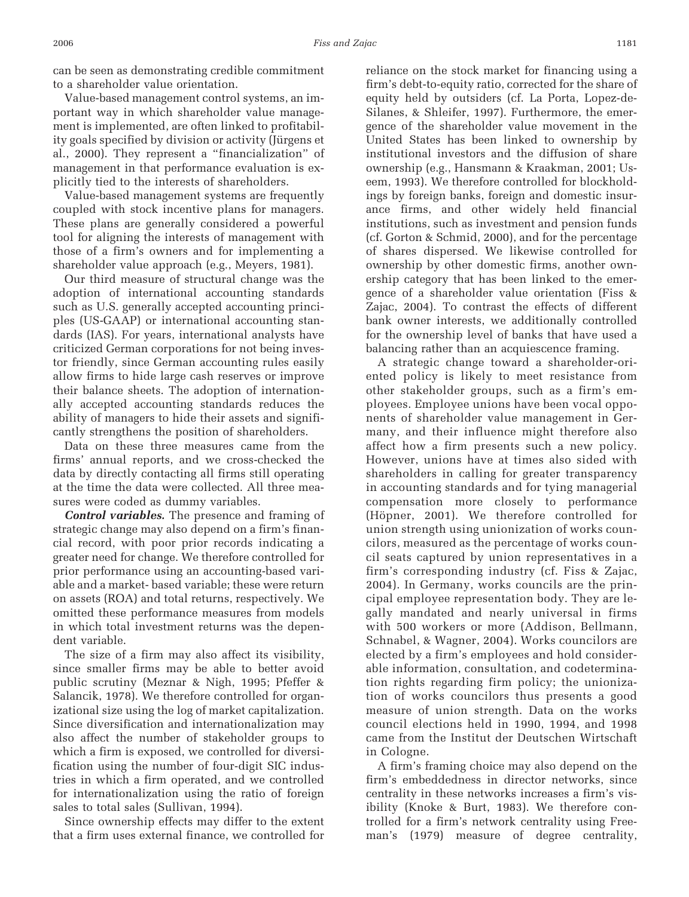can be seen as demonstrating credible commitment to a shareholder value orientation.

Value-based management control systems, an important way in which shareholder value management is implemented, are often linked to profitability goals specified by division or activity (Jürgens et al., 2000). They represent a "financialization" of management in that performance evaluation is explicitly tied to the interests of shareholders.

Value-based management systems are frequently coupled with stock incentive plans for managers. These plans are generally considered a powerful tool for aligning the interests of management with those of a firm's owners and for implementing a shareholder value approach (e.g., Meyers, 1981).

Our third measure of structural change was the adoption of international accounting standards such as U.S. generally accepted accounting principles (US-GAAP) or international accounting standards (IAS). For years, international analysts have criticized German corporations for not being investor friendly, since German accounting rules easily allow firms to hide large cash reserves or improve their balance sheets. The adoption of internationally accepted accounting standards reduces the ability of managers to hide their assets and significantly strengthens the position of shareholders.

Data on these three measures came from the firms' annual reports, and we cross-checked the data by directly contacting all firms still operating at the time the data were collected. All three measures were coded as dummy variables.

***Control variables.*** The presence and framing of strategic change may also depend on a firm's financial record, with poor prior records indicating a greater need for change. We therefore controlled for prior performance using an accounting-based variable and a market- based variable; these were return on assets (ROA) and total returns, respectively. We omitted these performance measures from models in which total investment returns was the dependent variable.

The size of a firm may also affect its visibility, since smaller firms may be able to better avoid public scrutiny (Meznar & Nigh, 1995; Pfeffer & Salancik, 1978). We therefore controlled for organizational size using the log of market capitalization. Since diversification and internationalization may also affect the number of stakeholder groups to which a firm is exposed, we controlled for diversification using the number of four-digit SIC industries in which a firm operated, and we controlled for internationalization using the ratio of foreign sales to total sales (Sullivan, 1994).

Since ownership effects may differ to the extent that a firm uses external finance, we controlled for reliance on the stock market for financing using a firm's debt-to-equity ratio, corrected for the share of equity held by outsiders (cf. La Porta, Lopez-de-Silanes, & Shleifer, 1997). Furthermore, the emergence of the shareholder value movement in the United States has been linked to ownership by institutional investors and the diffusion of share ownership (e.g., Hansmann & Kraakman, 2001; Useem, 1993). We therefore controlled for blockholdings by foreign banks, foreign and domestic insurance firms, and other widely held financial institutions, such as investment and pension funds (cf. Gorton & Schmid, 2000), and for the percentage of shares dispersed. We likewise controlled for ownership by other domestic firms, another ownership category that has been linked to the emergence of a shareholder value orientation (Fiss & Zajac, 2004). To contrast the effects of different bank owner interests, we additionally controlled for the ownership level of banks that have used a balancing rather than an acquiescence framing.

A strategic change toward a shareholder-oriented policy is likely to meet resistance from other stakeholder groups, such as a firm's employees. Employee unions have been vocal opponents of shareholder value management in Germany, and their influence might therefore also affect how a firm presents such a new policy. However, unions have at times also sided with shareholders in calling for greater transparency in accounting standards and for tying managerial compensation more closely to performance (Höpner, 2001). We therefore controlled for union strength using unionization of works councilors, measured as the percentage of works council seats captured by union representatives in a firm's corresponding industry (cf. Fiss & Zajac, 2004). In Germany, works councils are the principal employee representation body. They are legally mandated and nearly universal in firms with 500 workers or more (Addison, Bellmann, Schnabel, & Wagner, 2004). Works councilors are elected by a firm's employees and hold considerable information, consultation, and codetermination rights regarding firm policy; the unionization of works councilors thus presents a good measure of union strength. Data on the works council elections held in 1990, 1994, and 1998 came from the Institut der Deutschen Wirtschaft in Cologne.

A firm's framing choice may also depend on the firm's embeddedness in director networks, since centrality in these networks increases a firm's visibility (Knoke & Burt, 1983). We therefore controlled for a firm's network centrality using Freeman's (1979) measure of degree centrality,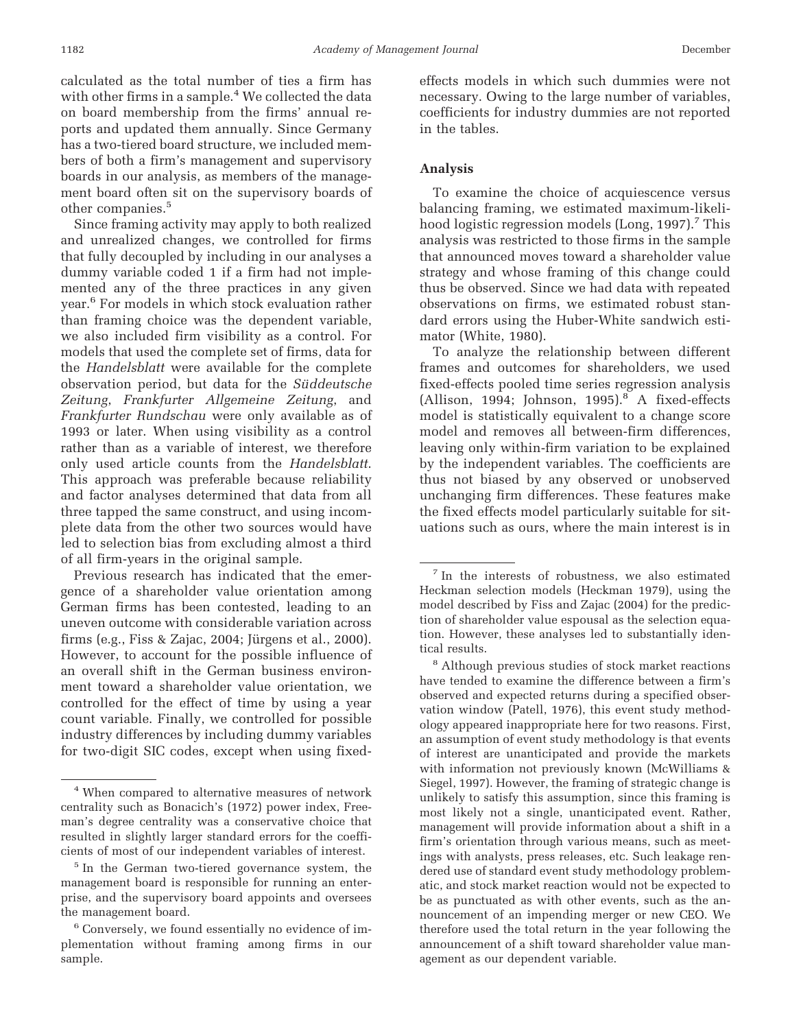calculated as the total number of ties a firm has with other firms in a sample.[4] We collected the data on board membership from the firms' annual reports and updated them annually. Since Germany has a two-tiered board structure, we included members of both a firm's management and supervisory boards in our analysis, as members of the management board often sit on the supervisory boards of other companies.[5]

Since framing activity may apply to both realized and unrealized changes, we controlled for firms that fully decoupled by including in our analyses a dummy variable coded 1 if a firm had not implemented any of the three practices in any given year.[6] For models in which stock evaluation rather than framing choice was the dependent variable, we also included firm visibility as a control. For models that used the complete set of firms, data for the *Handelsblatt* were available for the complete observation period, but data for the *Süddeutsche Zeitung*, *Frankfurter Allgemeine Zeitung*, and *Frankfurter Rundschau* were only available as of 1993 or later. When using visibility as a control rather than as a variable of interest, we therefore only used article counts from the *Handelsblatt*. This approach was preferable because reliability and factor analyses determined that data from all three tapped the same construct, and using incomplete data from the other two sources would have led to selection bias from excluding almost a third of all firm-years in the original sample.

Previous research has indicated that the emergence of a shareholder value orientation among German firms has been contested, leading to an uneven outcome with considerable variation across firms (e.g., Fiss & Zajac, 2004; Jürgens et al., 2000). However, to account for the possible influence of an overall shift in the German business environment toward a shareholder value orientation, we controlled for the effect of time by using a year count variable. Finally, we controlled for possible industry differences by including dummy variables for two-digit SIC codes, except when using fixed-effects models in which such dummies were not necessary. Owing to the large number of variables, coefficients for industry dummies are not reported in the tables.

### Analysis

To examine the choice of acquiescence versus balancing framing, we estimated maximum-likelihood logistic regression models (Long, 1997).[7] This analysis was restricted to those firms in the sample that announced moves toward a shareholder value strategy and whose framing of this change could thus be observed. Since we had data with repeated observations on firms, we estimated robust standard errors using the Huber-White sandwich estimator (White, 1980).

To analyze the relationship between different frames and outcomes for shareholders, we used fixed-effects pooled time series regression analysis (Allison, 1994; Johnson, 1995).[8] A fixed-effects model is statistically equivalent to a change score model and removes all between-firm differences, leaving only within-firm variation to be explained by the independent variables. The coefficients are thus not biased by any observed or unobserved unchanging firm differences. These features make the fixed effects model particularly suitable for situations such as ours, where the main interest is in

---

[4] When compared to alternative measures of network centrality such as Bonacich's (1972) power index, Freeman's degree centrality was a conservative choice that resulted in slightly larger standard errors for the coefficients of most of our independent variables of interest.

[5] In the German two-tiered governance system, the management board is responsible for running an enterprise, and the supervisory board appoints and oversees the management board.

[6] Conversely, we found essentially no evidence of implementation without framing among firms in our sample.

[7] In the interests of robustness, we also estimated Heckman selection models (Heckman 1979), using the model described by Fiss and Zajac (2004) for the prediction of shareholder value espousal as the selection equation. However, these analyses led to substantially identical results.

[8] Although previous studies of stock market reactions have tended to examine the difference between a firm's observed and expected returns during a specified observation window (Patell, 1976), this event study methodology appeared inappropriate here for two reasons. First, an assumption of event study methodology is that events of interest are unanticipated and provide the markets with information not previously known (McWilliams & Siegel, 1997). However, the framing of strategic change is unlikely to satisfy this assumption, since this framing is most likely not a single, unanticipated event. Rather, management will provide information about a shift in a firm's orientation through various means, such as meetings with analysts, press releases, etc. Such leakage rendered use of standard event study methodology problematic, and stock market reaction would not be expected to be as punctuated as with other events, such as the announcement of an impending merger or new CEO. We therefore used the total return in the year following the announcement of a shift toward shareholder value management as our dependent variable.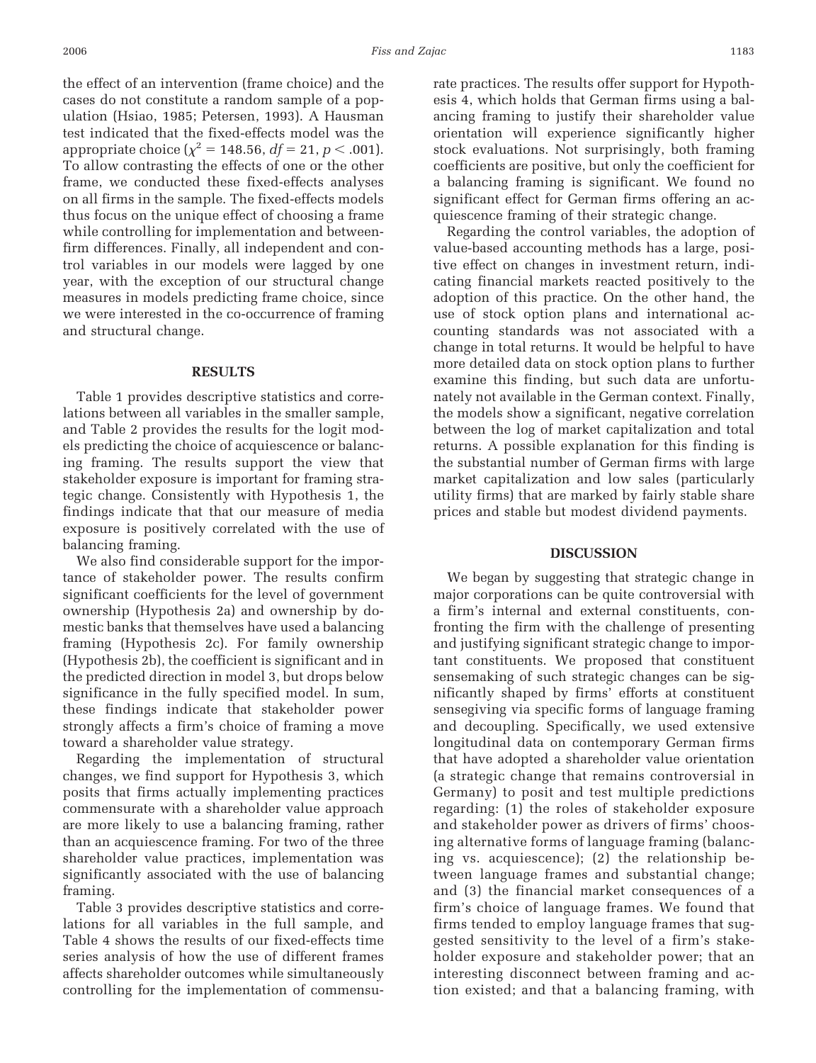the effect of an intervention (frame choice) and the cases do not constitute a random sample of a population (Hsiao, 1985; Petersen, 1993). A Hausman test indicated that the fixed-effects model was the appropriate choice ($\chi^2 = 148.56$, $df = 21$, $p < .001$). To allow contrasting the effects of one or the other frame, we conducted these fixed-effects analyses on all firms in the sample. The fixed-effects models thus focus on the unique effect of choosing a frame while controlling for implementation and between-firm differences. Finally, all independent and control variables in our models were lagged by one year, with the exception of our structural change measures in models predicting frame choice, since we were interested in the co-occurrence of framing and structural change.

## RESULTS

Table 1 provides descriptive statistics and correlations between all variables in the smaller sample, and Table 2 provides the results for the logit models predicting the choice of acquiescence or balancing framing. The results support the view that stakeholder exposure is important for framing strategic change. Consistently with Hypothesis 1, the findings indicate that that our measure of media exposure is positively correlated with the use of balancing framing.

We also find considerable support for the importance of stakeholder power. The results confirm significant coefficients for the level of government ownership (Hypothesis 2a) and ownership by domestic banks that themselves have used a balancing framing (Hypothesis 2c). For family ownership (Hypothesis 2b), the coefficient is significant and in the predicted direction in model 3, but drops below significance in the fully specified model. In sum, these findings indicate that stakeholder power strongly affects a firm's choice of framing a move toward a shareholder value strategy.

Regarding the implementation of structural changes, we find support for Hypothesis 3, which posits that firms actually implementing practices commensurate with a shareholder value approach are more likely to use a balancing framing, rather than an acquiescence framing. For two of the three shareholder value practices, implementation was significantly associated with the use of balancing framing.

Table 3 provides descriptive statistics and correlations for all variables in the full sample, and Table 4 shows the results of our fixed-effects time series analysis of how the use of different frames affects shareholder outcomes while simultaneously controlling for the implementation of commensurate practices. The results offer support for Hypothesis 4, which holds that German firms using a balancing framing to justify their shareholder value orientation will experience significantly higher stock evaluations. Not surprisingly, both framing coefficients are positive, but only the coefficient for a balancing framing is significant. We found no significant effect for German firms offering an acquiescence framing of their strategic change.

Regarding the control variables, the adoption of value-based accounting methods has a large, positive effect on changes in investment return, indicating financial markets reacted positively to the adoption of this practice. On the other hand, the use of stock option plans and international accounting standards was not associated with a change in total returns. It would be helpful to have more detailed data on stock option plans to further examine this finding, but such data are unfortunately not available in the German context. Finally, the models show a significant, negative correlation between the log of market capitalization and total returns. A possible explanation for this finding is the substantial number of German firms with large market capitalization and low sales (particularly utility firms) that are marked by fairly stable share prices and stable but modest dividend payments.

## DISCUSSION

We began by suggesting that strategic change in major corporations can be quite controversial with a firm's internal and external constituents, confronting the firm with the challenge of presenting and justifying significant strategic change to important constituents. We proposed that constituent sensemaking of such strategic changes can be significantly shaped by firms' efforts at constituent sensegiving via specific forms of language framing and decoupling. Specifically, we used extensive longitudinal data on contemporary German firms that have adopted a shareholder value orientation (a strategic change that remains controversial in Germany) to posit and test multiple predictions regarding: (1) the roles of stakeholder exposure and stakeholder power as drivers of firms' choosing alternative forms of language framing (balancing vs. acquiescence); (2) the relationship between language frames and substantial change; and (3) the financial market consequences of a firm's choice of language frames. We found that firms tended to employ language frames that suggested sensitivity to the level of a firm's stakeholder exposure and stakeholder power; that an interesting disconnect between framing and action existed; and that a balancing framing, with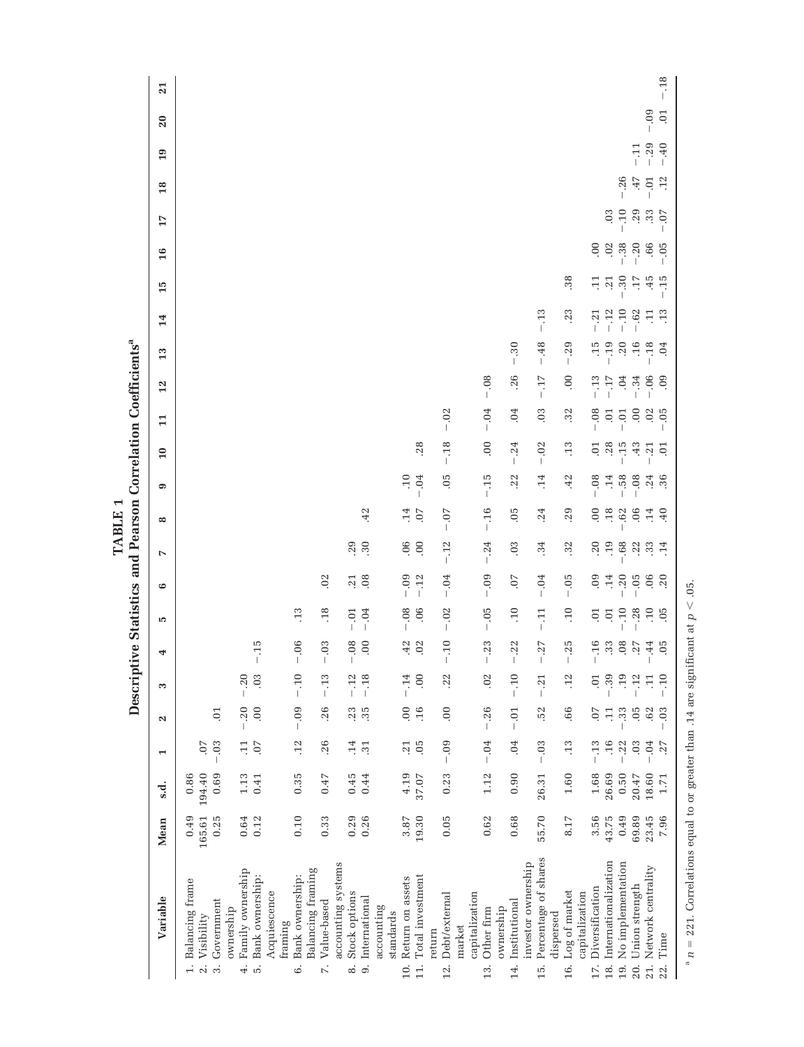**TABLE 1**
**Descriptive Statistics and Pearson Correlation Coefficients[a]**

| Variable | Mean | s.d. | 1 | 2 | 3 | 4 | 5 | 6 | 7 | 8 | 9 | 10 | 11 | 12 | 13 | 14 | 15 | 16 | 17 | 18 | 19 | 20 | 21 |
|---|---|---|---|---|---|---|---|---|---|---|---|---|---|---|---|---|---|---|---|---|---|---|---|
| 1. Balancing frame | 0.49 | 0.86 | | | | | | | | | | | | | | | | | | | | | |
| 2. Visibility | 165.61 | 194.40 | .07 | | | | | | | | | | | | | | | | | | | | |
| 3. Government ownership | 0.25 | 0.69 | −.03 | .01 | | | | | | | | | | | | | | | | | | | |
| 4. Family ownership | 0.64 | 1.13 | .11 | −.20 | −.20 | | | | | | | | | | | | | | | | | | |
| 5. Bank ownership: Acquiescence framing | 0.12 | 0.41 | .07 | .00 | .03 | −.15 | | | | | | | | | | | | | | | | | |
| 6. Bank ownership: Balancing framing | 0.10 | 0.35 | .12 | −.09 | −.10 | −.06 | .13 | | | | | | | | | | | | | | | | |
| 7. Value-based accounting systems | 0.33 | 0.47 | .26 | .26 | −.13 | −.03 | .18 | .02 | | | | | | | | | | | | | | | |
| 8. Stock options | 0.29 | 0.45 | .14 | .23 | −.12 | −.08 | −.01 | .21 | .29 | | | | | | | | | | | | | | |
| 9. International accounting standards | 0.26 | 0.44 | .31 | .35 | −.18 | .00 | −.04 | .08 | .30 | .42 | | | | | | | | | | | | | |
| 10. Return on assets | 3.87 | 4.19 | .21 | .00 | −.14 | .42 | −.08 | −.09 | .06 | .14 | .10 | | | | | | | | | | | | |
| 11. Total investment return | 19.30 | 37.07 | .05 | .16 | .00 | .02 | .06 | −.12 | .00 | .07 | −.04 | .28 | | | | | | | | | | | |
| 12. Debt/external market capitalization | 0.05 | 0.23 | −.09 | .00 | .22 | −.10 | −.02 | −.04 | −.12 | −.07 | .05 | −.18 | −.02 | | | | | | | | | | |
| 13. Other firm ownership | 0.62 | 1.12 | −.04 | −.26 | .02 | −.23 | −.05 | −.09 | −.24 | −.16 | −.15 | .00 | −.04 | −.08 | | | | | | | | | |
| 14. Institutional investor ownership | 0.68 | 0.90 | .04 | −.01 | −.10 | −.22 | .10 | .07 | .03 | .05 | .22 | −.24 | .04 | .26 | −.30 | | | | | | | | |
| 15. Percentage of shares dispersed | 55.70 | 26.31 | −.03 | .52 | −.21 | −.27 | −.11 | −.04 | .34 | .24 | .14 | −.02 | .03 | −.17 | −.48 | −.13 | | | | | | | |
| 16. Log of market capitalization | 8.17 | 1.60 | .13 | .66 | .12 | −.25 | .10 | −.05 | .32 | .29 | .42 | .13 | .32 | .00 | −.29 | .23 | .38 | | | | | | |
| 17. Diversification | 3.56 | 1.68 | −.13 | .07 | .01 | −.16 | .01 | .09 | .20 | .00 | −.08 | .01 | −.08 | −.13 | .15 | −.21 | .11 | .00 | | | | | |
| 18. Internationalization | 43.75 | 26.69 | .16 | .11 | −.39 | .33 | .01 | .14 | .19 | .18 | .14 | .28 | .01 | −.17 | −.19 | −.12 | .21 | .02 | .03 | | | | |
| 19. No implementation | 0.49 | 0.50 | −.22 | −.33 | .19 | .08 | −.10 | −.20 | −.68 | −.62 | −.58 | −.15 | −.01 | .04 | .20 | −.10 | −.30 | −.38 | −.10 | −.26 | | | |
| 20. Union strength | 69.89 | 20.47 | .03 | .05 | −.12 | .27 | −.28 | −.05 | .22 | .06 | −.08 | .43 | .00 | −.34 | .16 | −.62 | .17 | −.20 | .29 | .47 | −.11 | | |
| 21. Network centrality | 23.45 | 18.60 | −.04 | .62 | .11 | −.44 | .10 | .06 | .33 | .14 | .24 | −.21 | .02 | −.06 | −.18 | .11 | .45 | .66 | .33 | −.01 | −.29 | −.09 | |
| 22. Time | 7.96 | 1.71 | .27 | −.03 | −.10 | .05 | .05 | .20 | .14 | .40 | .36 | .01 | −.05 | .09 | .04 | .13 | −.15 | −.05 | −.07 | .12 | −.40 | .01 | −.18 |

[a] $n = 221$. Correlations equal to or greater than .14 are significant at $p < .05$.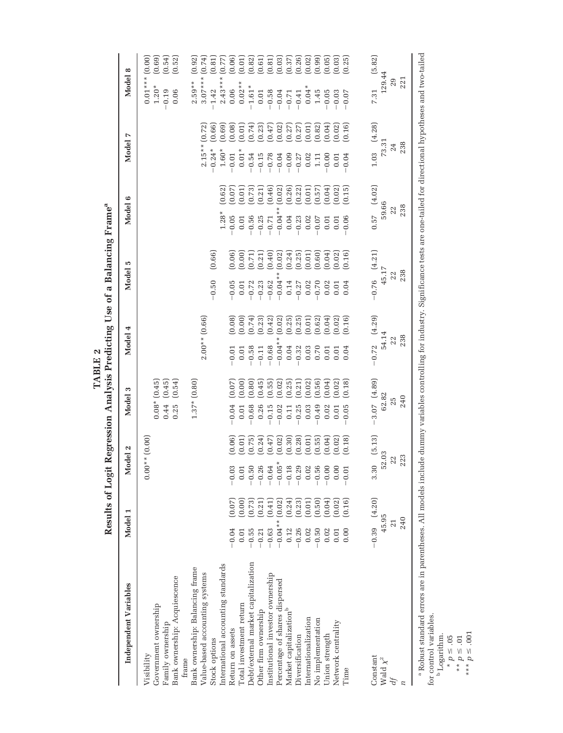# TABLE 2
## Results of Logit Regression Analysis Predicting Use of a Balancing Frame[a]

| Independent Variables | Model 1 | Model 2 | Model 3 | Model 4 | Model 5 | Model 6 | Model 7 | Model 8 |
|---|---|---|---|---|---|---|---|---|
| Visibility | | 0.00** (0.00) | | | | | | 0.01*** (0.00) |
| Government ownership | | | 0.08* (0.45) | | | | | 1.20* (0.69) |
| Family ownership | | | 0.44 (0.45) | | | | | −0.19 (0.54) |
| Bank ownership: Acquiescence frame | | | 0.25 (0.54) | | | | | 0.06 (0.52) |
| Bank ownership: Balancing frame | | | 1.37* (0.80) | | | | | 2.59** (0.92) |
| Value-based accounting systems | | | | 2.00** (0.66) | | | 2.15** (0.72) | 3.07*** (0.74) |
| Stock options | | | | | −0.50 (0.66) | | −0.24* (0.66) | −1.42 (0.81) |
| International accounting standards | | | | | | 1.28* (0.62) | 1.60* (0.69) | 2.43*** (0.77) |
| Return on assets | −0.04 (0.07) | −0.03 (0.06) | −0.04 (0.07) | −0.01 (0.08) | −0.05 (0.06) | −0.05 (0.07) | −0.01 (0.08) | 0.06 (0.06) |
| Total investment return | 0.01 (0.00) | 0.01 (0.01) | 0.01 (0.00) | 0.01 (0.00) | 0.01 (0.00) | 0.01 (0.01) | 0.01* (0.01) | 0.02** (0.01) |
| Debt/external market capitalization | −0.55 (0.73) | −0.50 (0.75) | −0.68 (0.80) | −0.58 (0.74) | −0.72 (0.71) | −0.56 (0.73) | −0.54 (0.74) | −1.61* (0.82) |
| Other firm ownership | −0.21 (0.21) | −0.26 (0.24) | 0.26 (0.45) | −0.11 (0.23) | −0.23 (0.21) | −0.25 (0.21) | −0.15 (0.23) | 0.01 (0.61) |
| Institutional investor ownership | −0.63 (0.41) | −0.64 (0.47) | −0.15 (0.55) | −0.68 (0.42) | −0.62 (0.40) | −0.71 (0.46) | −0.78 (0.47) | −0.58 (0.81) |
| Percentage of shares dispersed | −0.04** (0.02) | −0.05* (0.02) | −0.02 (0.02) | −0.04** (0.02) | −0.04** (0.02) | −0.04** (0.02) | −0.04 (0.02) | −0.04 (0.03) |
| Market capitalization[b] | 0.12 (0.24) | −0.18 (0.30) | 0.11 (0.25) | 0.04 (0.25) | 0.14 (0.24) | 0.04 (0.26) | −0.09 (0.27) | −0.71 (0.37) |
| Diversification | −0.26 (0.23) | −0.29 (0.28) | −0.25 (0.21) | −0.32 (0.25) | −0.27 (0.25) | −0.23 (0.22) | −0.27 (0.27) | −0.41 (0.26) |
| Internationalization | 0.02 (0.01) | 0.02 (0.01) | 0.03 (0.02) | 0.03 (0.01) | 0.02 (0.01) | 0.02 (0.01) | 0.02 (0.01) | 0.04* (0.02) |
| No implementation | −0.50 (0.50) | −0.56 (0.55) | −0.49 (0.56) | 0.70 (0.62) | −0.70 (0.60) | −0.07 (0.57) | 1.11 (0.82) | 1.45 (0.99) |
| Union strength | 0.02 (0.04) | −0.00 (0.04) | 0.02 (0.04) | 0.01 (0.04) | 0.02 (0.04) | 0.01 (0.04) | −0.00 (0.04) | −0.05 (0.05) |
| Network centrality | 0.01 (0.02) | 0.00 (0.02) | 0.01 (0.02) | 0.01 (0.02) | 0.01 (0.02) | 0.01 (0.02) | 0.01 (0.02) | −0.03 (0.03) |
| Time | 0.00 (0.16) | −0.01 (0.18) | −0.05 (0.18) | 0.04 (0.16) | 0.04 (0.16) | −0.06 (0.15) | −0.04 (0.16) | −0.07 (0.25) |
| Constant | −0.39 (4.20) | 3.30 (5.13) | −3.07 (4.89) | −0.72 (4.29) | −0.76 (4.21) | 0.57 (4.02) | 1.03 (4.28) | 7.31 (5.82) |
| Wald $\chi^2$ | 45.95 | 52.03 | 62.82 | 54.14 | 45.17 | 59.66 | 73.31 | 129.44 |
| $df$ | 21 | 22 | 25 | 22 | 22 | 22 | 24 | 29 |
| $n$ | 240 | 223 | 240 | 238 | 238 | 238 | 238 | 221 |

[a] Robust standard errors are in parentheses. All models include dummy variables controlling for industry. Significance tests are one-tailed for directional hypotheses and two-tailed for control variables.

[b] Logarithm.

* $p \leq .05$

** $p \leq .01$

*** $p \leq .001$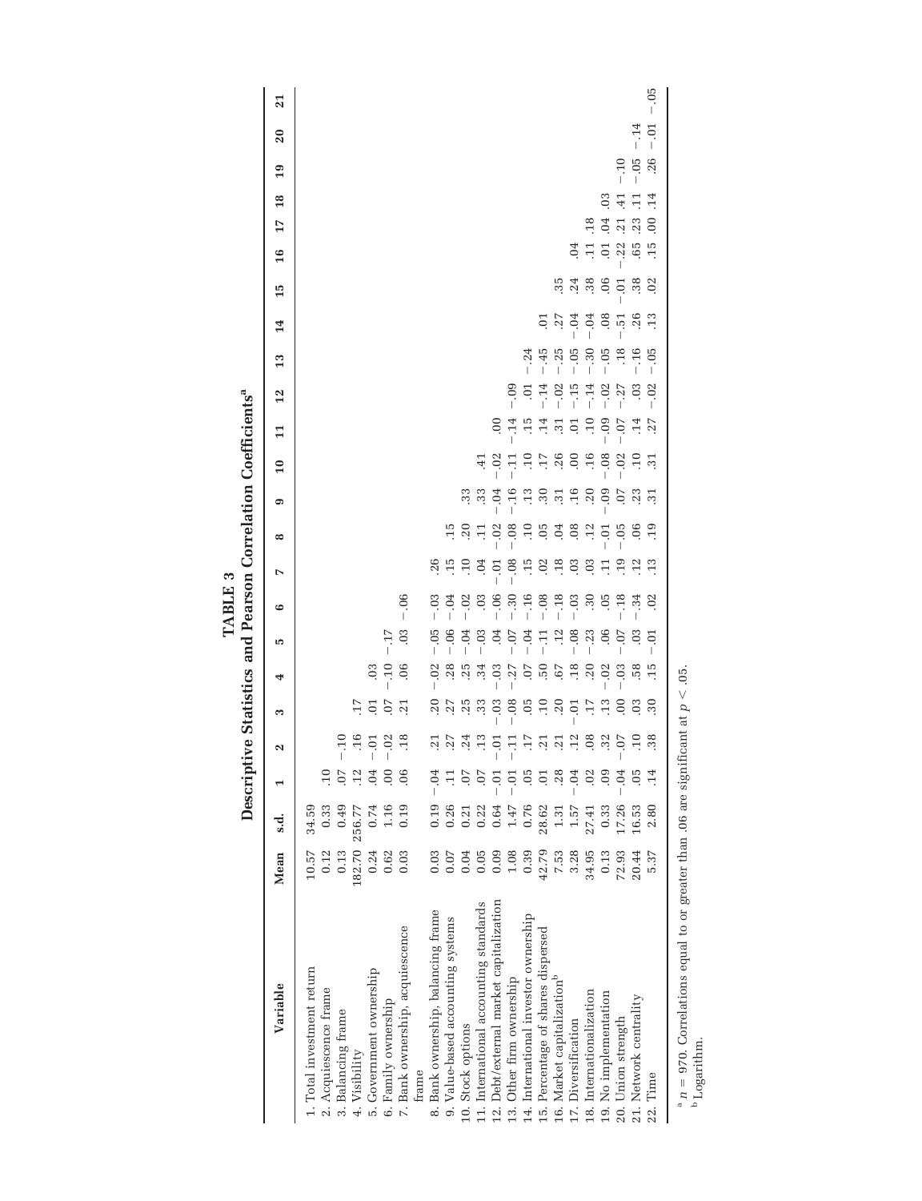**TABLE 3**

**Descriptive Statistics and Pearson Correlation Coefficients[a]**

| Variable | Mean | s.d. | 1 | 2 | 3 | 4 | 5 | 6 | 7 | 8 | 9 | 10 | 11 | 12 | 13 | 14 | 15 | 16 | 17 | 18 | 19 | 20 | 21 |
|---|---|---|---|---|---|---|---|---|---|---|---|---|---|---|---|---|---|---|---|---|---|---|---|
| 1. Total investment return | 10.57 | 34.59 | | | | | | | | | | | | | | | | | | | | | |
| 2. Acquiescence frame | 0.12 | 0.33 | .10 | | | | | | | | | | | | | | | | | | | | |
| 3. Balancing frame | 0.13 | 0.49 | .07 | −.10 | | | | | | | | | | | | | | | | | | | |
| 4. Visibility | 182.70 | 256.77 | .12 | .16 | .17 | | | | | | | | | | | | | | | | | | |
| 5. Government ownership | 0.24 | 0.74 | .04 | −.01 | .01 | .03 | | | | | | | | | | | | | | | | | |
| 6. Family ownership | 0.62 | 1.16 | .00 | −.02 | .07 | −.10 | −.17 | | | | | | | | | | | | | | | | |
| 7. Bank ownership, acquiescence frame | 0.03 | 0.19 | .06 | .18 | .21 | .06 | .03 | −.06 | | | | | | | | | | | | | | | |
| 8. Bank ownership, balancing frame | 0.03 | 0.19 | −.04 | .21 | .20 | −.02 | −.05 | −.03 | .26 | | | | | | | | | | | | | | |
| 9. Value-based accounting systems | 0.07 | 0.26 | .11 | .27 | .27 | .28 | −.06 | −.04 | .15 | .15 | | | | | | | | | | | | | |
| 10. Stock options | 0.04 | 0.21 | .07 | .24 | .25 | .25 | −.04 | −.02 | .10 | .20 | .33 | | | | | | | | | | | | |
| 11. International accounting standards | 0.05 | 0.22 | .07 | .13 | .33 | .34 | −.03 | .03 | .04 | .11 | .33 | .41 | | | | | | | | | | | |
| 12. Debt/external market capitalization | 0.09 | 0.64 | −.01 | −.01 | −.03 | −.03 | .04 | −.06 | −.01 | −.02 | −.04 | −.02 | .00 | | | | | | | | | | |
| 13. Other firm ownership | 1.08 | 1.47 | −.01 | −.11 | −.08 | −.27 | −.07 | −.30 | −.08 | −.08 | −.16 | −.11 | −.14 | −.09 | | | | | | | | | |
| 14. International investor ownership | 0.39 | 0.76 | .05 | .17 | .05 | .07 | −.04 | −.16 | .15 | .10 | .13 | .10 | .15 | .01 | −.24 | | | | | | | | |
| 15. Percentage of shares dispersed | 42.79 | 28.62 | .01 | .21 | .10 | .50 | −.11 | −.08 | .02 | .05 | .30 | .17 | .14 | −.14 | −.45 | .01 | | | | | | | |
| 16. Market capitalization[b] | 7.53 | 1.31 | .28 | .21 | .20 | .67 | .12 | −.18 | .18 | .04 | .31 | .26 | .31 | −.02 | −.25 | .27 | .35 | | | | | | |
| 17. Diversification | 3.28 | 1.57 | −.04 | .12 | −.01 | .18 | −.08 | −.03 | .03 | .08 | .16 | .00 | .01 | −.15 | −.05 | −.04 | .24 | .04 | | | | | |
| 18. Internationalization | 34.95 | 27.41 | .02 | .08 | .17 | .20 | −.23 | .30 | .03 | .12 | .20 | .16 | .10 | −.14 | −.30 | −.04 | .38 | .11 | .18 | | | | |
| 19. No implementation | 0.13 | 0.33 | .09 | .32 | .13 | −.02 | .06 | .05 | .11 | −.01 | −.09 | −.08 | −.09 | −.02 | −.05 | .08 | .06 | .01 | .04 | .03 | | | |
| 20. Union strength | 72.93 | 17.26 | −.04 | −.07 | .00 | −.03 | −.07 | −.18 | .19 | −.05 | .07 | −.02 | −.07 | −.27 | .18 | −.51 | −.01 | −.22 | .21 | .41 | −.10 | | |
| 21. Network centrality | 20.44 | 16.53 | .05 | .10 | .03 | .58 | .03 | −.34 | .12 | .06 | .23 | .10 | .14 | .03 | −.16 | .26 | .38 | .65 | .23 | .11 | −.05 | −.14 | |
| 22. Time | 5.37 | 2.80 | .14 | .38 | .30 | .15 | −.01 | .02 | .13 | .19 | .31 | .31 | .27 | −.02 | −.05 | .13 | .02 | .15 | .00 | .14 | .26 | −.01 | −.05 |

[a] $n = 970$. Correlations equal to or greater than .06 are significant at $p < .05$.

[b] Logarithm.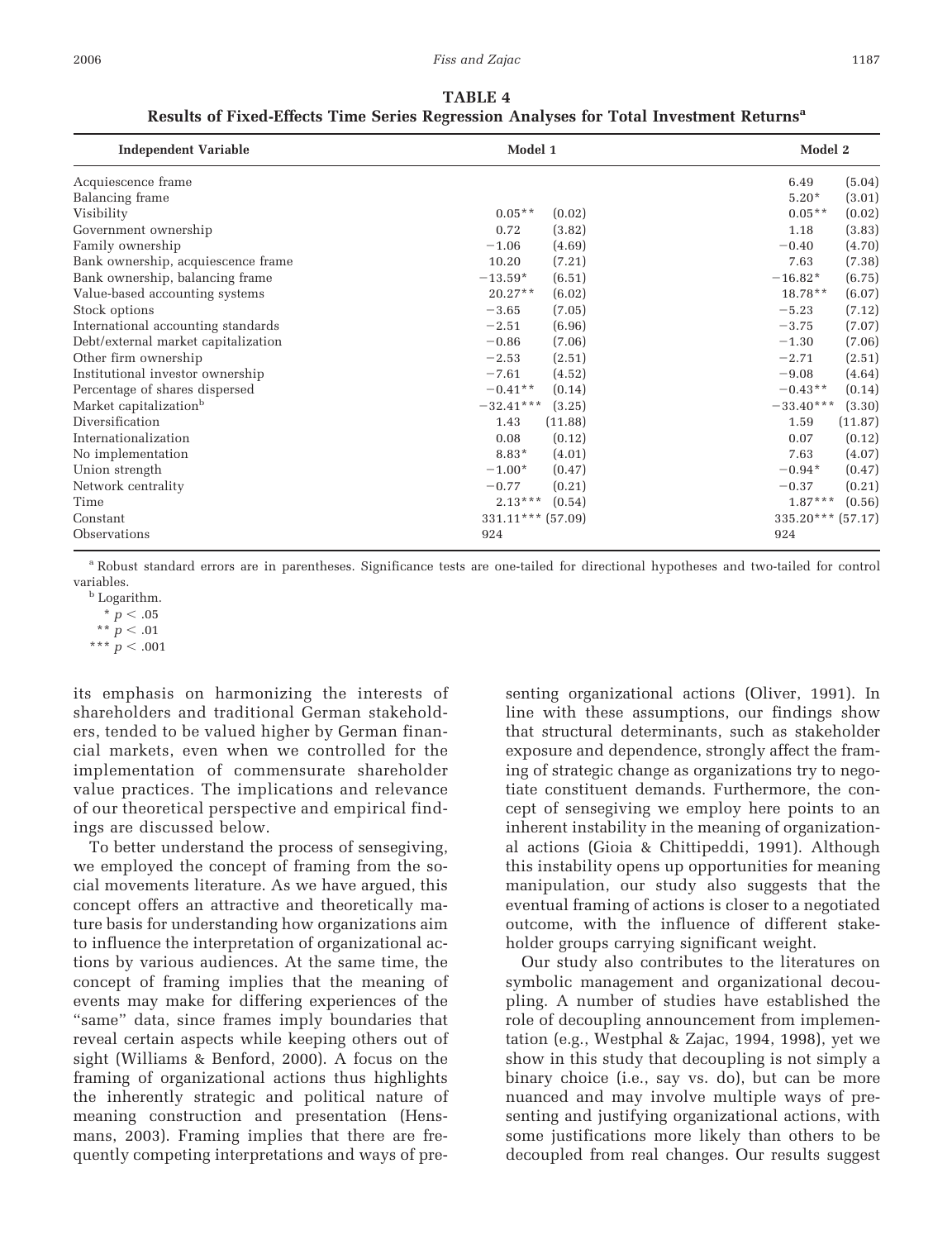**TABLE 4**
**Results of Fixed-Effects Time Series Regression Analyses for Total Investment Returns[a]**

| Independent Variable | Model 1 | | Model 2 | |
|---|---|---|---|---|
| Acquiescence frame | | | 6.49 | (5.04) |
| Balancing frame | | | 5.20* | (3.01) |
| Visibility | 0.05** | (0.02) | 0.05** | (0.02) |
| Government ownership | 0.72 | (3.82) | 1.18 | (3.83) |
| Family ownership | −1.06 | (4.69) | −0.40 | (4.70) |
| Bank ownership, acquiescence frame | 10.20 | (7.21) | 7.63 | (7.38) |
| Bank ownership, balancing frame | −13.59* | (6.51) | −16.82* | (6.75) |
| Value-based accounting systems | 20.27** | (6.02) | 18.78** | (6.07) |
| Stock options | −3.65 | (7.05) | −5.23 | (7.12) |
| International accounting standards | −2.51 | (6.96) | −3.75 | (7.07) |
| Debt/external market capitalization | −0.86 | (7.06) | −1.30 | (7.06) |
| Other firm ownership | −2.53 | (2.51) | −2.71 | (2.51) |
| Institutional investor ownership | −7.61 | (4.52) | −9.08 | (4.64) |
| Percentage of shares dispersed | −0.41** | (0.14) | −0.43** | (0.14) |
| Market capitalization[b] | −32.41*** | (3.25) | −33.40*** | (3.30) |
| Diversification | 1.43 | (11.88) | 1.59 | (11.87) |
| Internationalization | 0.08 | (0.12) | 0.07 | (0.12) |
| No implementation | 8.83* | (4.01) | 7.63 | (4.07) |
| Union strength | −1.00* | (0.47) | −0.94* | (0.47) |
| Network centrality | −0.77 | (0.21) | −0.37 | (0.21) |
| Time | 2.13*** | (0.54) | 1.87*** | (0.56) |
| Constant | 331.11*** | (57.09) | 335.20*** | (57.17) |
| Observations | 924 | | 924 | |

[a] Robust standard errors are in parentheses. Significance tests are one-tailed for directional hypotheses and two-tailed for control variables.

[b] Logarithm.

\* $p < .05$

\*\* $p < .01$

\*\*\* $p < .001$

its emphasis on harmonizing the interests of shareholders and traditional German stakeholders, tended to be valued higher by German financial markets, even when we controlled for the implementation of commensurate shareholder value practices. The implications and relevance of our theoretical perspective and empirical findings are discussed below.

To better understand the process of sensegiving, we employed the concept of framing from the social movements literature. As we have argued, this concept offers an attractive and theoretically mature basis for understanding how organizations aim to influence the interpretation of organizational actions by various audiences. At the same time, the concept of framing implies that the meaning of events may make for differing experiences of the "same" data, since frames imply boundaries that reveal certain aspects while keeping others out of sight (Williams & Benford, 2000). A focus on the framing of organizational actions thus highlights the inherently strategic and political nature of meaning construction and presentation (Hensmans, 2003). Framing implies that there are frequently competing interpretations and ways of presenting organizational actions (Oliver, 1991). In line with these assumptions, our findings show that structural determinants, such as stakeholder exposure and dependence, strongly affect the framing of strategic change as organizations try to negotiate constituent demands. Furthermore, the concept of sensegiving we employ here points to an inherent instability in the meaning of organizational actions (Gioia & Chittipeddi, 1991). Although this instability opens up opportunities for meaning manipulation, our study also suggests that the eventual framing of actions is closer to a negotiated outcome, with the influence of different stakeholder groups carrying significant weight.

Our study also contributes to the literatures on symbolic management and organizational decoupling. A number of studies have established the role of decoupling announcement from implementation (e.g., Westphal & Zajac, 1994, 1998), yet we show in this study that decoupling is not simply a binary choice (i.e., say vs. do), but can be more nuanced and may involve multiple ways of presenting and justifying organizational actions, with some justifications more likely than others to be decoupled from real changes. Our results suggest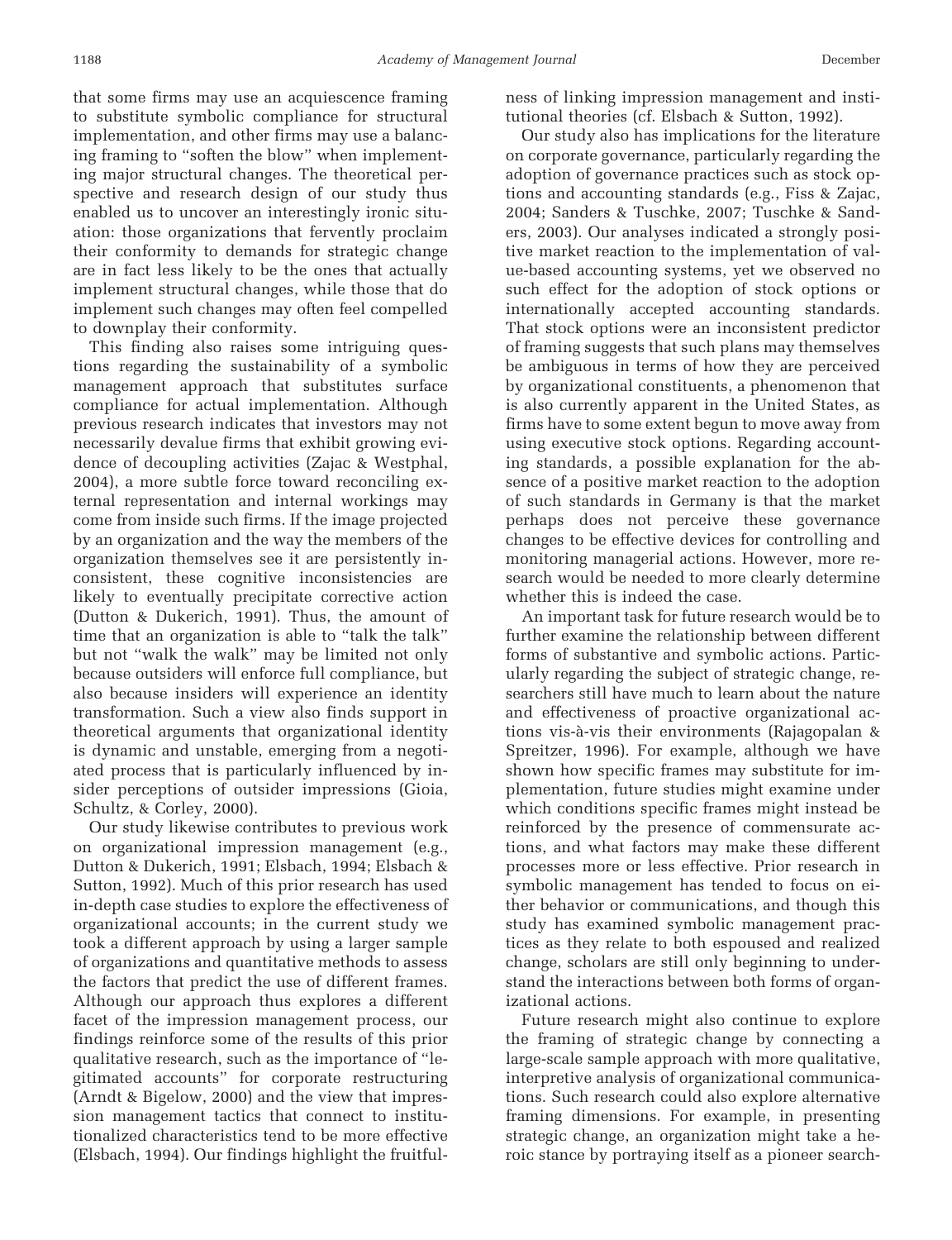that some firms may use an acquiescence framing to substitute symbolic compliance for structural implementation, and other firms may use a balancing framing to "soften the blow" when implementing major structural changes. The theoretical perspective and research design of our study thus enabled us to uncover an interestingly ironic situation: those organizations that fervently proclaim their conformity to demands for strategic change are in fact less likely to be the ones that actually implement structural changes, while those that do implement such changes may often feel compelled to downplay their conformity.

This finding also raises some intriguing questions regarding the sustainability of a symbolic management approach that substitutes surface compliance for actual implementation. Although previous research indicates that investors may not necessarily devalue firms that exhibit growing evidence of decoupling activities (Zajac & Westphal, 2004), a more subtle force toward reconciling external representation and internal workings may come from inside such firms. If the image projected by an organization and the way the members of the organization themselves see it are persistently inconsistent, these cognitive inconsistencies are likely to eventually precipitate corrective action (Dutton & Dukerich, 1991). Thus, the amount of time that an organization is able to "talk the talk" but not "walk the walk" may be limited not only because outsiders will enforce full compliance, but also because insiders will experience an identity transformation. Such a view also finds support in theoretical arguments that organizational identity is dynamic and unstable, emerging from a negotiated process that is particularly influenced by insider perceptions of outsider impressions (Gioia, Schultz, & Corley, 2000).

Our study likewise contributes to previous work on organizational impression management (e.g., Dutton & Dukerich, 1991; Elsbach, 1994; Elsbach & Sutton, 1992). Much of this prior research has used in-depth case studies to explore the effectiveness of organizational accounts; in the current study we took a different approach by using a larger sample of organizations and quantitative methods to assess the factors that predict the use of different frames. Although our approach thus explores a different facet of the impression management process, our findings reinforce some of the results of this prior qualitative research, such as the importance of "legitimated accounts" for corporate restructuring (Arndt & Bigelow, 2000) and the view that impression management tactics that connect to institutionalized characteristics tend to be more effective (Elsbach, 1994). Our findings highlight the fruitfulness of linking impression management and institutional theories (cf. Elsbach & Sutton, 1992).

Our study also has implications for the literature on corporate governance, particularly regarding the adoption of governance practices such as stock options and accounting standards (e.g., Fiss & Zajac, 2004; Sanders & Tuschke, 2007; Tuschke & Sanders, 2003). Our analyses indicated a strongly positive market reaction to the implementation of value-based accounting systems, yet we observed no such effect for the adoption of stock options or internationally accepted accounting standards. That stock options were an inconsistent predictor of framing suggests that such plans may themselves be ambiguous in terms of how they are perceived by organizational constituents, a phenomenon that is also currently apparent in the United States, as firms have to some extent begun to move away from using executive stock options. Regarding accounting standards, a possible explanation for the absence of a positive market reaction to the adoption of such standards in Germany is that the market perhaps does not perceive these governance changes to be effective devices for controlling and monitoring managerial actions. However, more research would be needed to more clearly determine whether this is indeed the case.

An important task for future research would be to further examine the relationship between different forms of substantive and symbolic actions. Particularly regarding the subject of strategic change, researchers still have much to learn about the nature and effectiveness of proactive organizational actions vis-à-vis their environments (Rajagopalan & Spreitzer, 1996). For example, although we have shown how specific frames may substitute for implementation, future studies might examine under which conditions specific frames might instead be reinforced by the presence of commensurate actions, and what factors may make these different processes more or less effective. Prior research in symbolic management has tended to focus on either behavior or communications, and though this study has examined symbolic management practices as they relate to both espoused and realized change, scholars are still only beginning to understand the interactions between both forms of organizational actions.

Future research might also continue to explore the framing of strategic change by connecting a large-scale sample approach with more qualitative, interpretive analysis of organizational communications. Such research could also explore alternative framing dimensions. For example, in presenting strategic change, an organization might take a heroic stance by portraying itself as a pioneer search-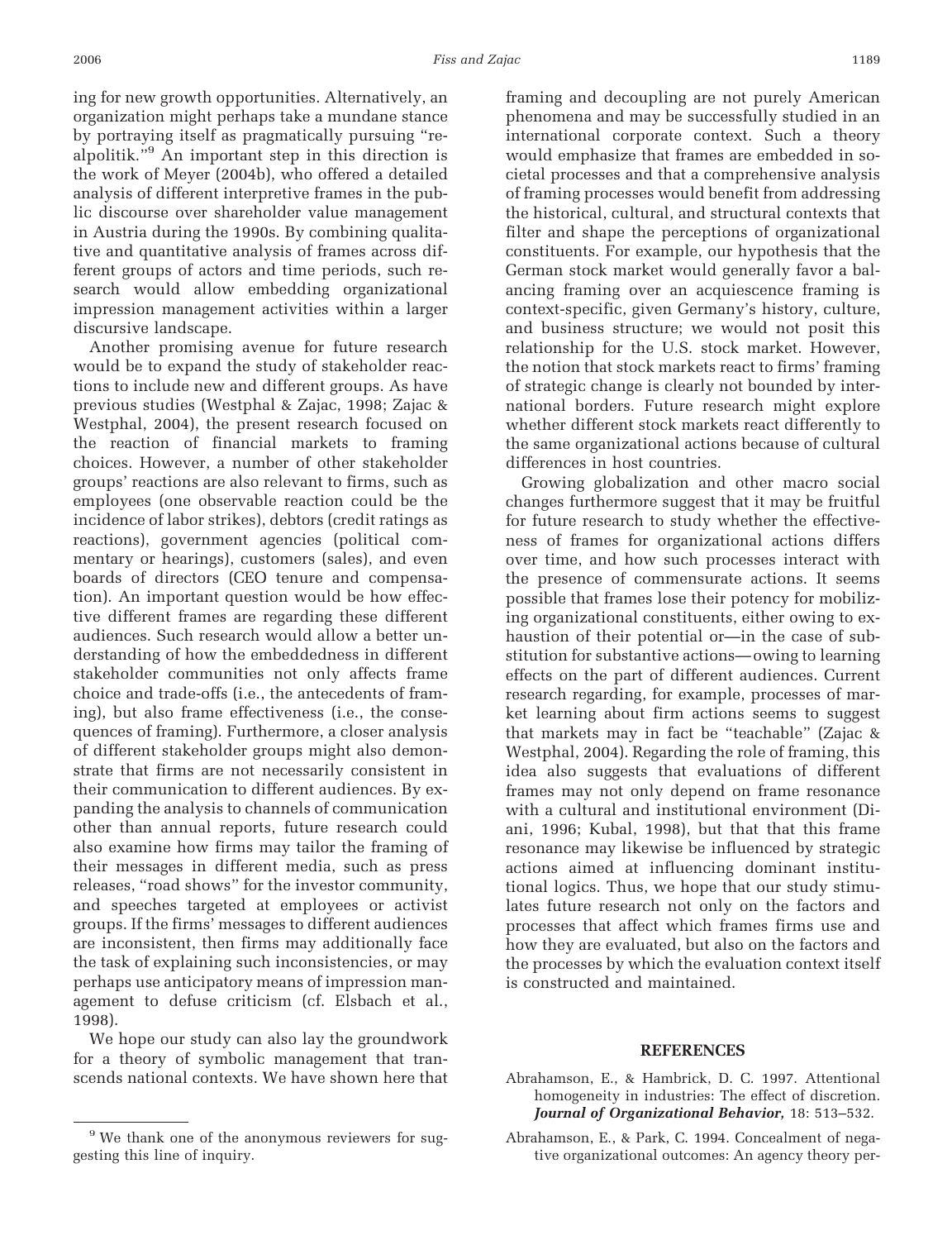ing for new growth opportunities. Alternatively, an organization might perhaps take a mundane stance by portraying itself as pragmatically pursuing "realpolitik."[9] An important step in this direction is the work of Meyer (2004b), who offered a detailed analysis of different interpretive frames in the public discourse over shareholder value management in Austria during the 1990s. By combining qualitative and quantitative analysis of frames across different groups of actors and time periods, such research would allow embedding organizational impression management activities within a larger discursive landscape.

Another promising avenue for future research would be to expand the study of stakeholder reactions to include new and different groups. As have previous studies (Westphal & Zajac, 1998; Zajac & Westphal, 2004), the present research focused on the reaction of financial markets to framing choices. However, a number of other stakeholder groups' reactions are also relevant to firms, such as employees (one observable reaction could be the incidence of labor strikes), debtors (credit ratings as reactions), government agencies (political commentary or hearings), customers (sales), and even boards of directors (CEO tenure and compensation). An important question would be how effective different frames are regarding these different audiences. Such research would allow a better understanding of how the embeddedness in different stakeholder communities not only affects frame choice and trade-offs (i.e., the antecedents of framing), but also frame effectiveness (i.e., the consequences of framing). Furthermore, a closer analysis of different stakeholder groups might also demonstrate that firms are not necessarily consistent in their communication to different audiences. By expanding the analysis to channels of communication other than annual reports, future research could also examine how firms may tailor the framing of their messages in different media, such as press releases, "road shows" for the investor community, and speeches targeted at employees or activist groups. If the firms' messages to different audiences are inconsistent, then firms may additionally face the task of explaining such inconsistencies, or may perhaps use anticipatory means of impression management to defuse criticism (cf. Elsbach et al., 1998).

We hope our study can also lay the groundwork for a theory of symbolic management that transcends national contexts. We have shown here that framing and decoupling are not purely American phenomena and may be successfully studied in an international corporate context. Such a theory would emphasize that frames are embedded in societal processes and that a comprehensive analysis of framing processes would benefit from addressing the historical, cultural, and structural contexts that filter and shape the perceptions of organizational constituents. For example, our hypothesis that the German stock market would generally favor a balancing framing over an acquiescence framing is context-specific, given Germany's history, culture, and business structure; we would not posit this relationship for the U.S. stock market. However, the notion that stock markets react to firms' framing of strategic change is clearly not bounded by international borders. Future research might explore whether different stock markets react differently to the same organizational actions because of cultural differences in host countries.

Growing globalization and other macro social changes furthermore suggest that it may be fruitful for future research to study whether the effectiveness of frames for organizational actions differs over time, and how such processes interact with the presence of commensurate actions. It seems possible that frames lose their potency for mobilizing organizational constituents, either owing to exhaustion of their potential or—in the case of substitution for substantive actions—owing to learning effects on the part of different audiences. Current research regarding, for example, processes of market learning about firm actions seems to suggest that markets may in fact be "teachable" (Zajac & Westphal, 2004). Regarding the role of framing, this idea also suggests that evaluations of different frames may not only depend on frame resonance with a cultural and institutional environment (Diani, 1996; Kubal, 1998), but that that this frame resonance may likewise be influenced by strategic actions aimed at influencing dominant institutional logics. Thus, we hope that our study stimulates future research not only on the factors and processes that affect which frames firms use and how they are evaluated, but also on the factors and the processes by which the evaluation context itself is constructed and maintained.

## REFERENCES

Abrahamson, E., & Hambrick, D. C. 1997. Attentional homogeneity in industries: The effect of discretion. ***Journal of Organizational Behavior,*** 18: 513–532.

Abrahamson, E., & Park, C. 1994. Concealment of negative organizational outcomes: An agency theory per-

[9] We thank one of the anonymous reviewers for suggesting this line of inquiry.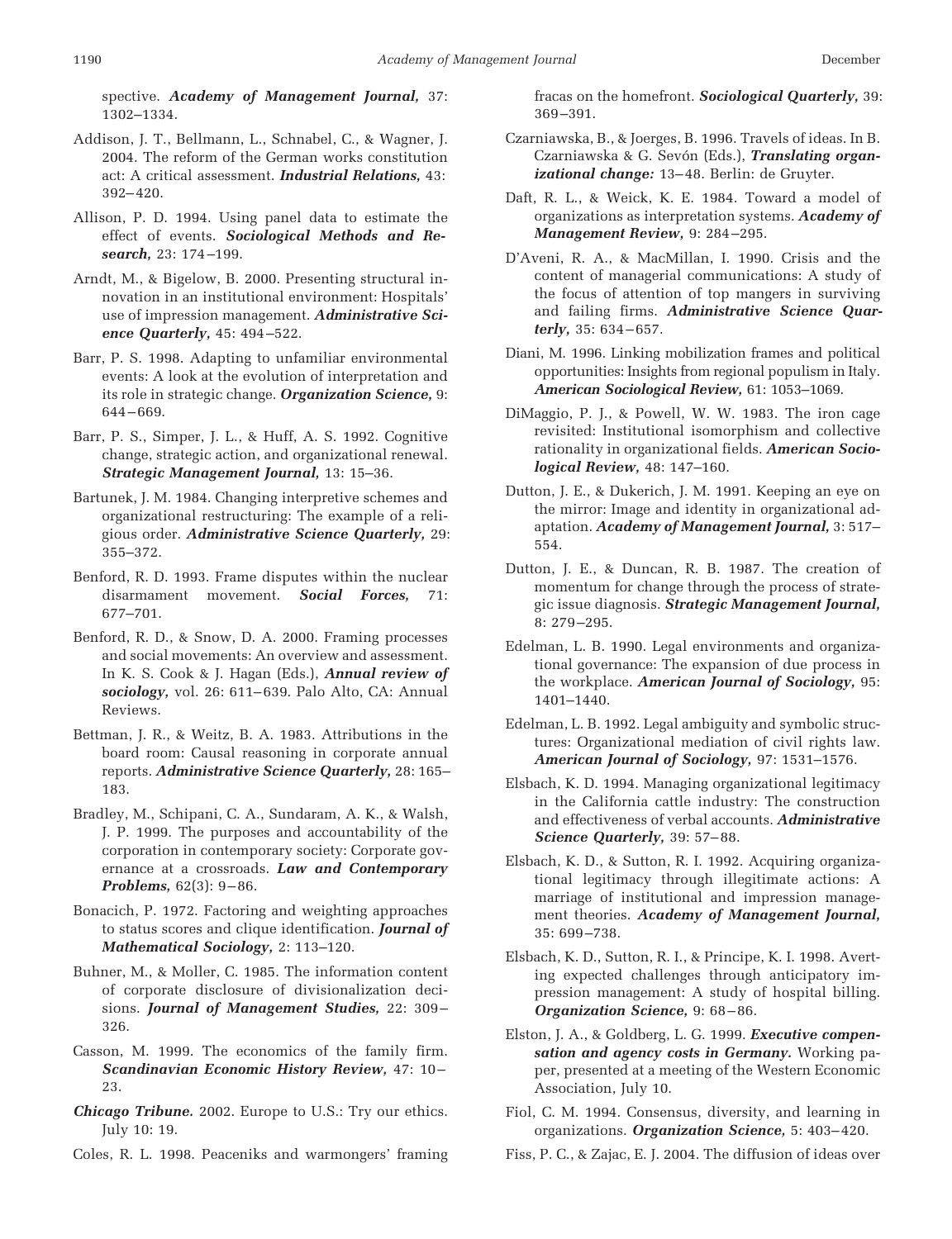spective. ***Academy of Management Journal,*** 37: 1302–1334.

Addison, J. T., Bellmann, L., Schnabel, C., & Wagner, J. 2004. The reform of the German works constitution act: A critical assessment. ***Industrial Relations,*** 43: 392–420.

Allison, P. D. 1994. Using panel data to estimate the effect of events. ***Sociological Methods and Research,*** 23: 174–199.

Arndt, M., & Bigelow, B. 2000. Presenting structural innovation in an institutional environment: Hospitals' use of impression management. ***Administrative Science Quarterly,*** 45: 494–522.

Barr, P. S. 1998. Adapting to unfamiliar environmental events: A look at the evolution of interpretation and its role in strategic change. ***Organization Science,*** 9: 644–669.

Barr, P. S., Simper, J. L., & Huff, A. S. 1992. Cognitive change, strategic action, and organizational renewal. ***Strategic Management Journal,*** 13: 15–36.

Bartunek, J. M. 1984. Changing interpretive schemes and organizational restructuring: The example of a religious order. ***Administrative Science Quarterly,*** 29: 355–372.

Benford, R. D. 1993. Frame disputes within the nuclear disarmament movement. ***Social Forces,*** 71: 677–701.

Benford, R. D., & Snow, D. A. 2000. Framing processes and social movements: An overview and assessment. In K. S. Cook & J. Hagan (Eds.), ***Annual review of sociology,*** vol. 26: 611–639. Palo Alto, CA: Annual Reviews.

Bettman, J. R., & Weitz, B. A. 1983. Attributions in the board room: Causal reasoning in corporate annual reports. ***Administrative Science Quarterly,*** 28: 165–183.

Bradley, M., Schipani, C. A., Sundaram, A. K., & Walsh, J. P. 1999. The purposes and accountability of the corporation in contemporary society: Corporate governance at a crossroads. ***Law and Contemporary Problems,*** 62(3): 9–86.

Bonacich, P. 1972. Factoring and weighting approaches to status scores and clique identification. ***Journal of Mathematical Sociology,*** 2: 113–120.

Buhner, M., & Moller, C. 1985. The information content of corporate disclosure of divisionalization decisions. ***Journal of Management Studies,*** 22: 309–326.

Casson, M. 1999. The economics of the family firm. ***Scandinavian Economic History Review,*** 47: 10–23.

***Chicago Tribune.*** 2002. Europe to U.S.: Try our ethics. July 10: 19.

Coles, R. L. 1998. Peaceniks and warmongers' framing fracas on the homefront. ***Sociological Quarterly,*** 39: 369–391.

Czarniawska, B., & Joerges, B. 1996. Travels of ideas. In B. Czarniawska & G. Sevón (Eds.), ***Translating organizational change:*** 13–48. Berlin: de Gruyter.

Daft, R. L., & Weick, K. E. 1984. Toward a model of organizations as interpretation systems. ***Academy of Management Review,*** 9: 284–295.

D'Aveni, R. A., & MacMillan, I. 1990. Crisis and the content of managerial communications: A study of the focus of attention of top mangers in surviving and failing firms. ***Administrative Science Quarterly,*** 35: 634–657.

Diani, M. 1996. Linking mobilization frames and political opportunities: Insights from regional populism in Italy. ***American Sociological Review,*** 61: 1053–1069.

DiMaggio, P. J., & Powell, W. W. 1983. The iron cage revisited: Institutional isomorphism and collective rationality in organizational fields. ***American Sociological Review,*** 48: 147–160.

Dutton, J. E., & Dukerich, J. M. 1991. Keeping an eye on the mirror: Image and identity in organizational adaptation. ***Academy of Management Journal,*** 3: 517–554.

Dutton, J. E., & Duncan, R. B. 1987. The creation of momentum for change through the process of strategic issue diagnosis. ***Strategic Management Journal,*** 8: 279–295.

Edelman, L. B. 1990. Legal environments and organizational governance: The expansion of due process in the workplace. ***American Journal of Sociology,*** 95: 1401–1440.

Edelman, L. B. 1992. Legal ambiguity and symbolic structures: Organizational mediation of civil rights law. ***American Journal of Sociology,*** 97: 1531–1576.

Elsbach, K. D. 1994. Managing organizational legitimacy in the California cattle industry: The construction and effectiveness of verbal accounts. ***Administrative Science Quarterly,*** 39: 57–88.

Elsbach, K. D., & Sutton, R. I. 1992. Acquiring organizational legitimacy through illegitimate actions: A marriage of institutional and impression management theories. ***Academy of Management Journal,*** 35: 699–738.

Elsbach, K. D., Sutton, R. I., & Principe, K. I. 1998. Averting expected challenges through anticipatory impression management: A study of hospital billing. ***Organization Science,*** 9: 68–86.

Elston, J. A., & Goldberg, L. G. 1999. ***Executive compensation and agency costs in Germany.*** Working paper, presented at a meeting of the Western Economic Association, July 10.

Fiol, C. M. 1994. Consensus, diversity, and learning in organizations. ***Organization Science,*** 5: 403–420.

Fiss, P. C., & Zajac, E. J. 2004. The diffusion of ideas over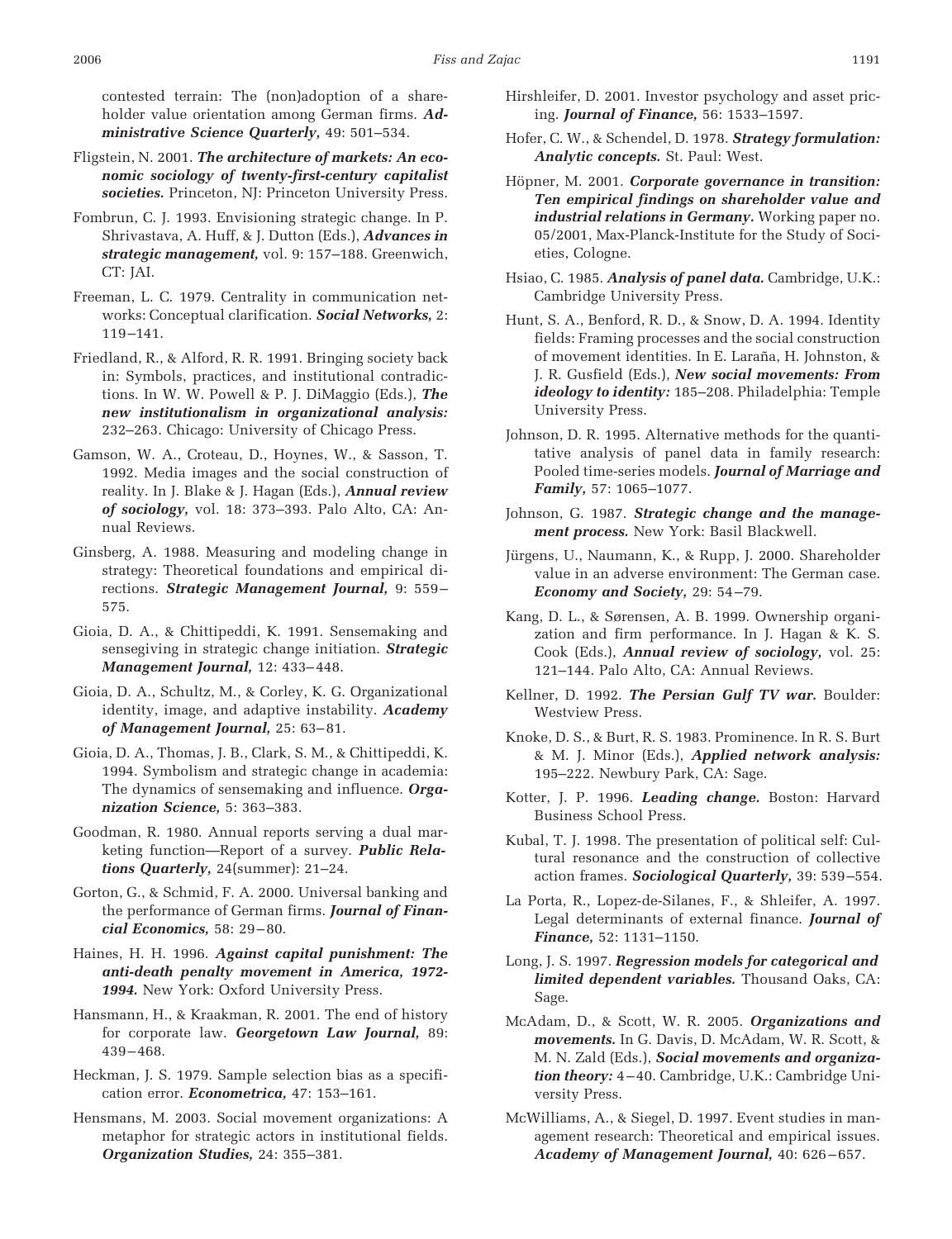contested terrain: The (non)adoption of a shareholder value orientation among German firms. ***Administrative Science Quarterly,*** 49: 501–534.

Fligstein, N. 2001. ***The architecture of markets: An economic sociology of twenty-first-century capitalist societies.*** Princeton, NJ: Princeton University Press.

Fombrun, C. J. 1993. Envisioning strategic change. In P. Shrivastava, A. Huff, & J. Dutton (Eds.), ***Advances in strategic management,*** vol. 9: 157–188. Greenwich, CT: JAI.

Freeman, L. C. 1979. Centrality in communication networks: Conceptual clarification. ***Social Networks,*** 2: 119–141.

Friedland, R., & Alford, R. R. 1991. Bringing society back in: Symbols, practices, and institutional contradictions. In W. W. Powell & P. J. DiMaggio (Eds.), ***The new institutionalism in organizational analysis:*** 232–263. Chicago: University of Chicago Press.

Gamson, W. A., Croteau, D., Hoynes, W., & Sasson, T. 1992. Media images and the social construction of reality. In J. Blake & J. Hagan (Eds.), ***Annual review of sociology,*** vol. 18: 373–393. Palo Alto, CA: Annual Reviews.

Ginsberg, A. 1988. Measuring and modeling change in strategy: Theoretical foundations and empirical directions. ***Strategic Management Journal,*** 9: 559–575.

Gioia, D. A., & Chittipeddi, K. 1991. Sensemaking and sensegiving in strategic change initiation. ***Strategic Management Journal,*** 12: 433–448.

Gioia, D. A., Schultz, M., & Corley, K. G. Organizational identity, image, and adaptive instability. ***Academy of Management Journal,*** 25: 63–81.

Gioia, D. A., Thomas, J. B., Clark, S. M., & Chittipeddi, K. 1994. Symbolism and strategic change in academia: The dynamics of sensemaking and influence. ***Organization Science,*** 5: 363–383.

Goodman, R. 1980. Annual reports serving a dual marketing function—Report of a survey. ***Public Relations Quarterly,*** 24(summer): 21–24.

Gorton, G., & Schmid, F. A. 2000. Universal banking and the performance of German firms. ***Journal of Financial Economics,*** 58: 29–80.

Haines, H. H. 1996. ***Against capital punishment: The anti-death penalty movement in America, 1972-1994.*** New York: Oxford University Press.

Hansmann, H., & Kraakman, R. 2001. The end of history for corporate law. ***Georgetown Law Journal,*** 89: 439–468.

Heckman, J. S. 1979. Sample selection bias as a specification error. ***Econometrica,*** 47: 153–161.

Hensmans, M. 2003. Social movement organizations: A metaphor for strategic actors in institutional fields. ***Organization Studies,*** 24: 355–381.

Hirshleifer, D. 2001. Investor psychology and asset pricing. ***Journal of Finance,*** 56: 1533–1597.

Hofer, C. W., & Schendel, D. 1978. ***Strategy formulation: Analytic concepts.*** St. Paul: West.

Höpner, M. 2001. ***Corporate governance in transition: Ten empirical findings on shareholder value and industrial relations in Germany.*** Working paper no. 05/2001, Max-Planck-Institute for the Study of Societies, Cologne.

Hsiao, C. 1985. ***Analysis of panel data.*** Cambridge, U.K.: Cambridge University Press.

Hunt, S. A., Benford, R. D., & Snow, D. A. 1994. Identity fields: Framing processes and the social construction of movement identities. In E. Laraña, H. Johnston, & J. R. Gusfield (Eds.), ***New social movements: From ideology to identity:*** 185–208. Philadelphia: Temple University Press.

Johnson, D. R. 1995. Alternative methods for the quantitative analysis of panel data in family research: Pooled time-series models. ***Journal of Marriage and Family,*** 57: 1065–1077.

Johnson, G. 1987. ***Strategic change and the management process.*** New York: Basil Blackwell.

Jürgens, U., Naumann, K., & Rupp, J. 2000. Shareholder value in an adverse environment: The German case. ***Economy and Society,*** 29: 54–79.

Kang, D. L., & Sørensen, A. B. 1999. Ownership organization and firm performance. In J. Hagan & K. S. Cook (Eds.), ***Annual review of sociology,*** vol. 25: 121–144. Palo Alto, CA: Annual Reviews.

Kellner, D. 1992. ***The Persian Gulf TV war.*** Boulder: Westview Press.

Knoke, D. S., & Burt, R. S. 1983. Prominence. In R. S. Burt & M. J. Minor (Eds.), ***Applied network analysis:*** 195–222. Newbury Park, CA: Sage.

Kotter, J. P. 1996. ***Leading change.*** Boston: Harvard Business School Press.

Kubal, T. J. 1998. The presentation of political self: Cultural resonance and the construction of collective action frames. ***Sociological Quarterly,*** 39: 539–554.

La Porta, R., Lopez-de-Silanes, F., & Shleifer, A. 1997. Legal determinants of external finance. ***Journal of Finance,*** 52: 1131–1150.

Long, J. S. 1997. ***Regression models for categorical and limited dependent variables.*** Thousand Oaks, CA: Sage.

McAdam, D., & Scott, W. R. 2005. ***Organizations and movements.*** In G. Davis, D. McAdam, W. R. Scott, & M. N. Zald (Eds.), ***Social movements and organization theory:*** 4–40. Cambridge, U.K.: Cambridge University Press.

McWilliams, A., & Siegel, D. 1997. Event studies in management research: Theoretical and empirical issues. ***Academy of Management Journal,*** 40: 626–657.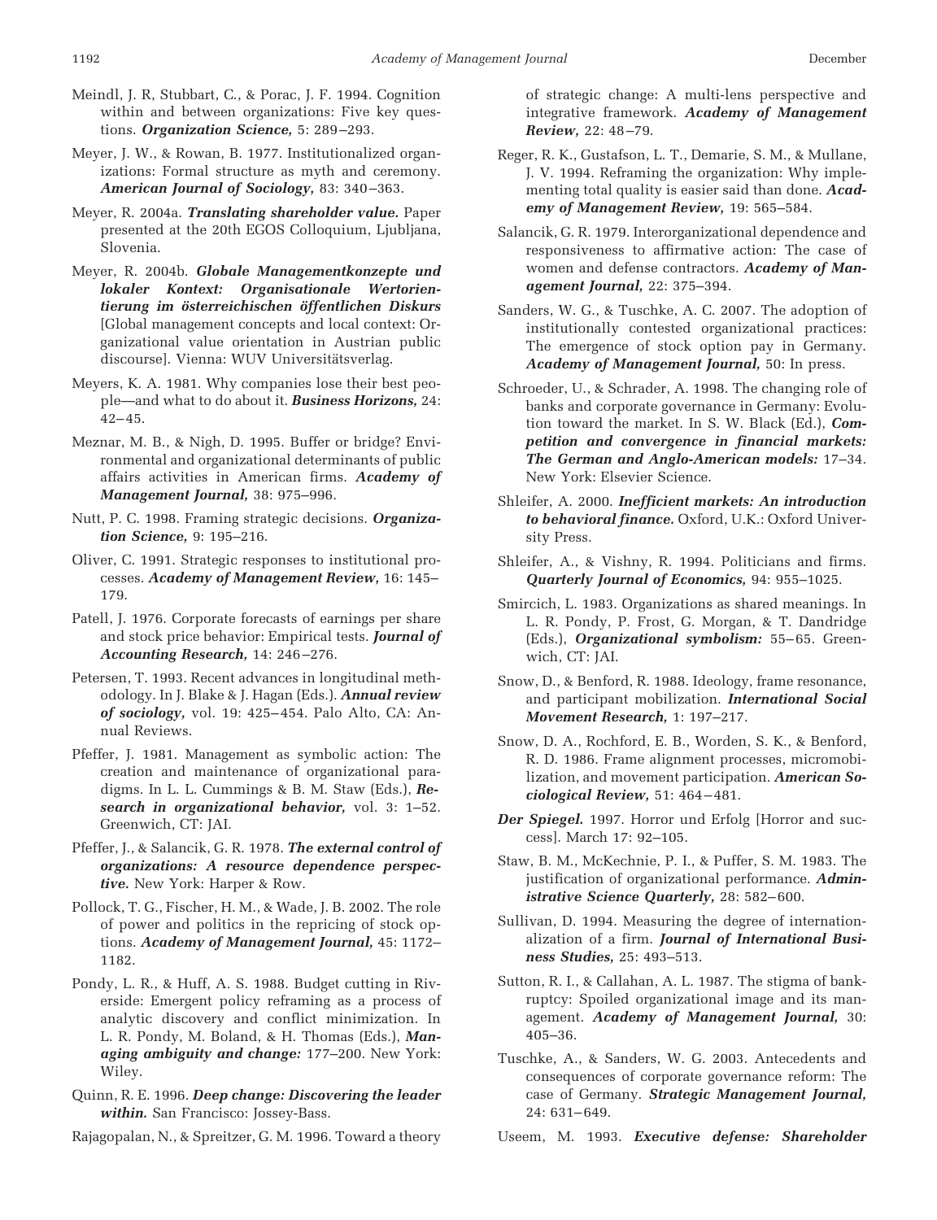Meindl, J. R, Stubbart, C., & Porac, J. F. 1994. Cognition within and between organizations: Five key questions. ***Organization Science,*** 5: 289–293.

Meyer, J. W., & Rowan, B. 1977. Institutionalized organizations: Formal structure as myth and ceremony. ***American Journal of Sociology,*** 83: 340–363.

Meyer, R. 2004a. ***Translating shareholder value.*** Paper presented at the 20th EGOS Colloquium, Ljubljana, Slovenia.

Meyer, R. 2004b. ***Globale Managementkonzepte und lokaler Kontext: Organisationale Wertorientierung im österreichischen öffentlichen Diskurs*** [Global management concepts and local context: Organizational value orientation in Austrian public discourse]. Vienna: WUV Universitätsverlag.

Meyers, K. A. 1981. Why companies lose their best people—and what to do about it. ***Business Horizons,*** 24: 42–45.

Meznar, M. B., & Nigh, D. 1995. Buffer or bridge? Environmental and organizational determinants of public affairs activities in American firms. ***Academy of Management Journal,*** 38: 975–996.

Nutt, P. C. 1998. Framing strategic decisions. ***Organization Science,*** 9: 195–216.

Oliver, C. 1991. Strategic responses to institutional processes. ***Academy of Management Review,*** 16: 145–179.

Patell, J. 1976. Corporate forecasts of earnings per share and stock price behavior: Empirical tests. ***Journal of Accounting Research,*** 14: 246–276.

Petersen, T. 1993. Recent advances in longitudinal methodology. In J. Blake & J. Hagan (Eds.). ***Annual review of sociology,*** vol. 19: 425–454. Palo Alto, CA: Annual Reviews.

Pfeffer, J. 1981. Management as symbolic action: The creation and maintenance of organizational paradigms. In L. L. Cummings & B. M. Staw (Eds.), ***Research in organizational behavior,*** vol. 3: 1–52. Greenwich, CT: JAI.

Pfeffer, J., & Salancik, G. R. 1978. ***The external control of organizations: A resource dependence perspective.*** New York: Harper & Row.

Pollock, T. G., Fischer, H. M., & Wade, J. B. 2002. The role of power and politics in the repricing of stock options. ***Academy of Management Journal,*** 45: 1172–1182.

Pondy, L. R., & Huff, A. S. 1988. Budget cutting in Riverside: Emergent policy reframing as a process of analytic discovery and conflict minimization. In L. R. Pondy, M. Boland, & H. Thomas (Eds.), ***Managing ambiguity and change:*** 177–200. New York: Wiley.

Quinn, R. E. 1996. ***Deep change: Discovering the leader within.*** San Francisco: Jossey-Bass.

Rajagopalan, N., & Spreitzer, G. M. 1996. Toward a theory of strategic change: A multi-lens perspective and integrative framework. ***Academy of Management Review,*** 22: 48–79.

Reger, R. K., Gustafson, L. T., Demarie, S. M., & Mullane, J. V. 1994. Reframing the organization: Why implementing total quality is easier said than done. ***Academy of Management Review,*** 19: 565–584.

Salancik, G. R. 1979. Interorganizational dependence and responsiveness to affirmative action: The case of women and defense contractors. ***Academy of Management Journal,*** 22: 375–394.

Sanders, W. G., & Tuschke, A. C. 2007. The adoption of institutionally contested organizational practices: The emergence of stock option pay in Germany. ***Academy of Management Journal,*** 50: In press.

Schroeder, U., & Schrader, A. 1998. The changing role of banks and corporate governance in Germany: Evolution toward the market. In S. W. Black (Ed.), ***Competition and convergence in financial markets: The German and Anglo-American models:*** 17–34. New York: Elsevier Science.

Shleifer, A. 2000. ***Inefficient markets: An introduction to behavioral finance.*** Oxford, U.K.: Oxford University Press.

Shleifer, A., & Vishny, R. 1994. Politicians and firms. ***Quarterly Journal of Economics,*** 94: 955–1025.

Smircich, L. 1983. Organizations as shared meanings. In L. R. Pondy, P. Frost, G. Morgan, & T. Dandridge (Eds.), ***Organizational symbolism:*** 55–65. Greenwich, CT: JAI.

Snow, D., & Benford, R. 1988. Ideology, frame resonance, and participant mobilization. ***International Social Movement Research,*** 1: 197–217.

Snow, D. A., Rochford, E. B., Worden, S. K., & Benford, R. D. 1986. Frame alignment processes, micromobilization, and movement participation. ***American Sociological Review,*** 51: 464–481.

***Der Spiegel.*** 1997. Horror und Erfolg [Horror and success]. March 17: 92–105.

Staw, B. M., McKechnie, P. I., & Puffer, S. M. 1983. The justification of organizational performance. ***Administrative Science Quarterly,*** 28: 582–600.

Sullivan, D. 1994. Measuring the degree of internationalization of a firm. ***Journal of International Business Studies,*** 25: 493–513.

Sutton, R. I., & Callahan, A. L. 1987. The stigma of bankruptcy: Spoiled organizational image and its management. ***Academy of Management Journal,*** 30: 405–36.

Tuschke, A., & Sanders, W. G. 2003. Antecedents and consequences of corporate governance reform: The case of Germany. ***Strategic Management Journal,*** 24: 631–649.

Useem, M. 1993. ***Executive defense: Shareholder***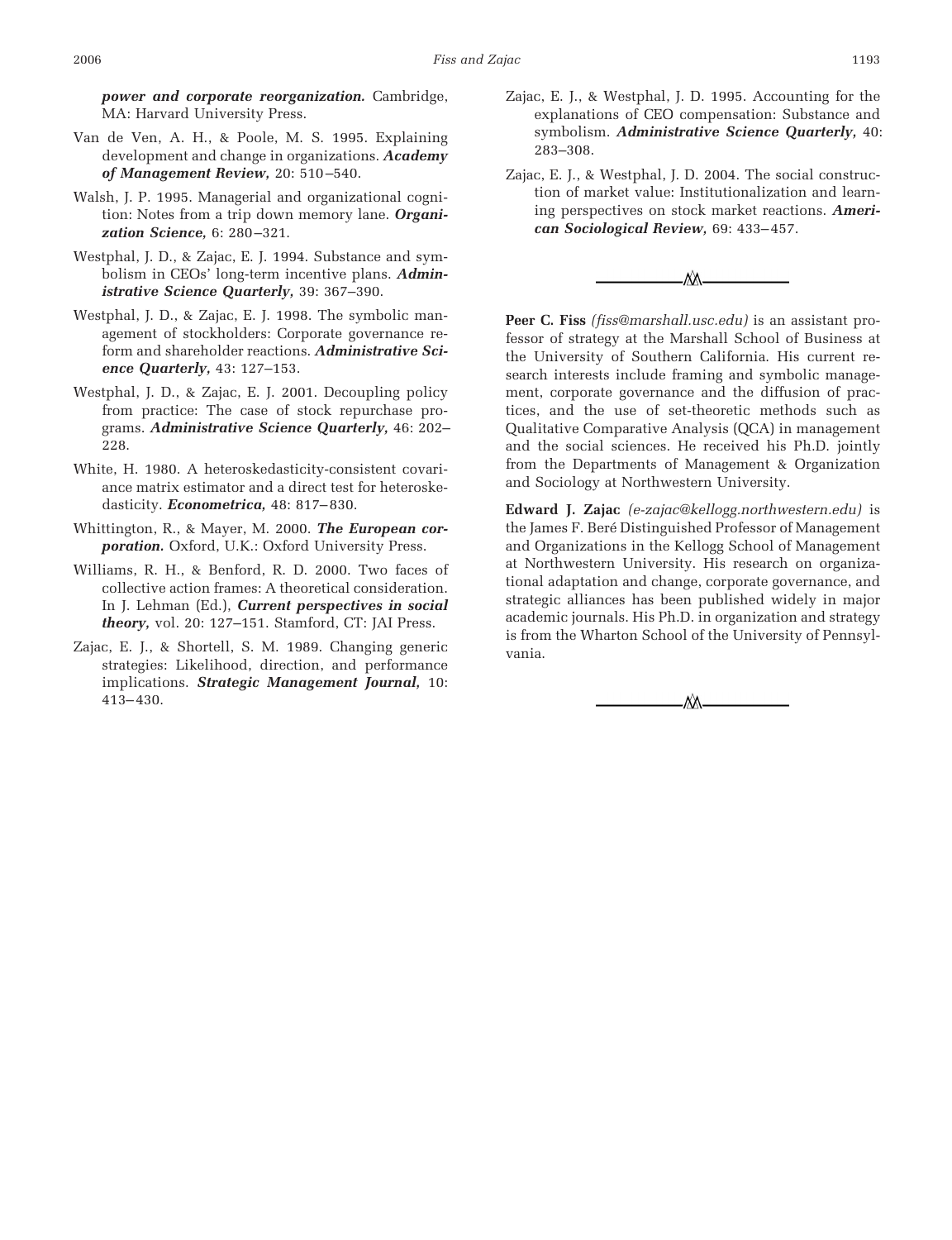***power and corporate reorganization.*** Cambridge, MA: Harvard University Press.

Van de Ven, A. H., & Poole, M. S. 1995. Explaining development and change in organizations. ***Academy of Management Review,*** 20: 510–540.

Walsh, J. P. 1995. Managerial and organizational cognition: Notes from a trip down memory lane. ***Organization Science,*** 6: 280–321.

Westphal, J. D., & Zajac, E. J. 1994. Substance and symbolism in CEOs' long-term incentive plans. ***Administrative Science Quarterly,*** 39: 367–390.

Westphal, J. D., & Zajac, E. J. 1998. The symbolic management of stockholders: Corporate governance reform and shareholder reactions. ***Administrative Science Quarterly,*** 43: 127–153.

Westphal, J. D., & Zajac, E. J. 2001. Decoupling policy from practice: The case of stock repurchase programs. ***Administrative Science Quarterly,*** 46: 202–228.

White, H. 1980. A heteroskedasticity-consistent covariance matrix estimator and a direct test for heteroskedasticity. ***Econometrica,*** 48: 817–830.

Whittington, R., & Mayer, M. 2000. ***The European corporation.*** Oxford, U.K.: Oxford University Press.

Williams, R. H., & Benford, R. D. 2000. Two faces of collective action frames: A theoretical consideration. In J. Lehman (Ed.), ***Current perspectives in social theory,*** vol. 20: 127–151. Stamford, CT: JAI Press.

Zajac, E. J., & Shortell, S. M. 1989. Changing generic strategies: Likelihood, direction, and performance implications. ***Strategic Management Journal,*** 10: 413–430.

Zajac, E. J., & Westphal, J. D. 1995. Accounting for the explanations of CEO compensation: Substance and symbolism. ***Administrative Science Quarterly,*** 40: 283–308.

Zajac, E. J., & Westphal, J. D. 2004. The social construction of market value: Institutionalization and learning perspectives on stock market reactions. ***American Sociological Review,*** 69: 433–457.

---

**Peer C. Fiss** *(fiss@marshall.usc.edu)* is an assistant professor of strategy at the Marshall School of Business at the University of Southern California. His current research interests include framing and symbolic management, corporate governance and the diffusion of practices, and the use of set-theoretic methods such as Qualitative Comparative Analysis (QCA) in management and the social sciences. He received his Ph.D. jointly from the Departments of Management & Organization and Sociology at Northwestern University.

**Edward J. Zajac** *(e-zajac@kellogg.northwestern.edu)* is the James F. Beré Distinguished Professor of Management and Organizations in the Kellogg School of Management at Northwestern University. His research on organizational adaptation and change, corporate governance, and strategic alliances has been published widely in major academic journals. His Ph.D. in organization and strategy is from the Wharton School of the University of Pennsylvania.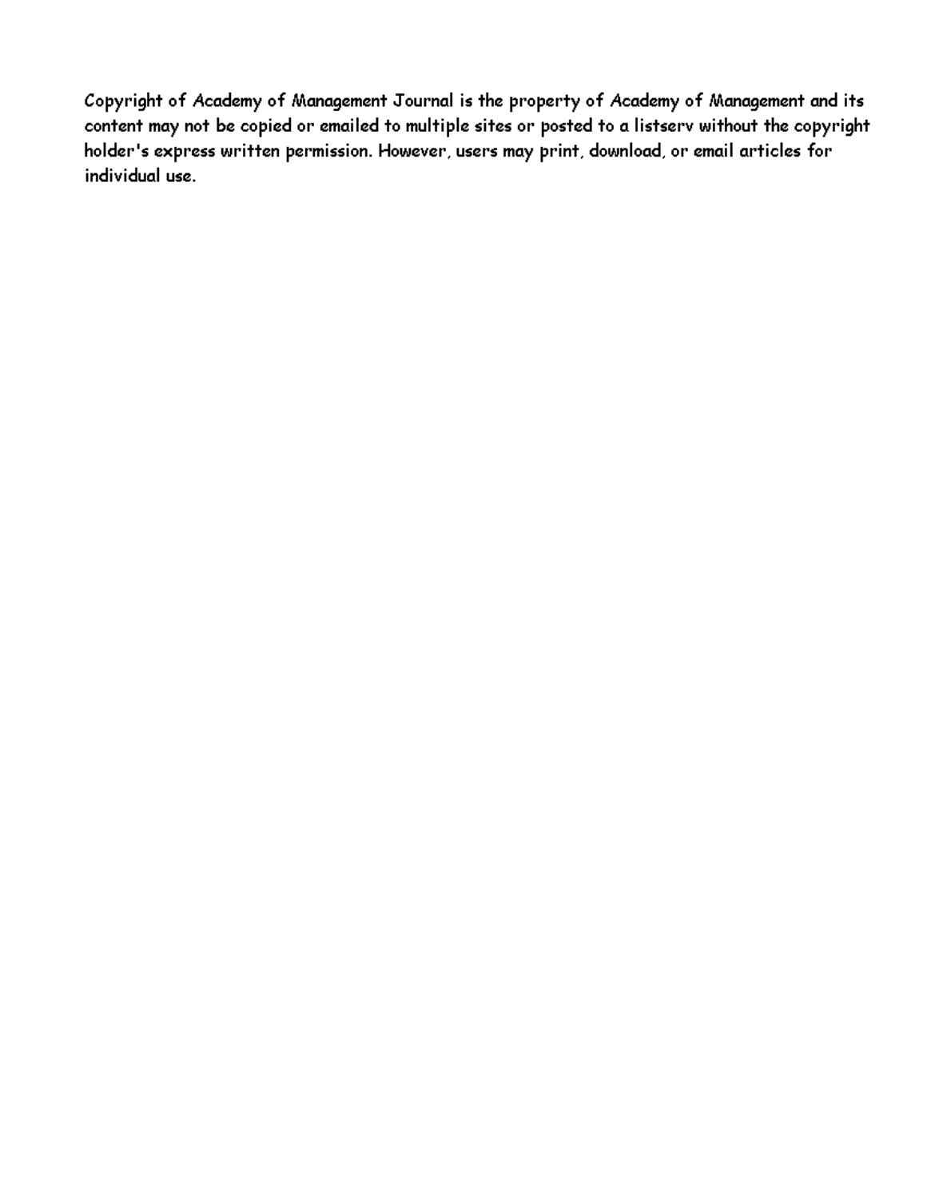Copyright of Academy of Management Journal is the property of Academy of Management and its content may not be copied or emailed to multiple sites or posted to a listserv without the copyright holder's express written permission. However, users may print, download, or email articles for individual use.